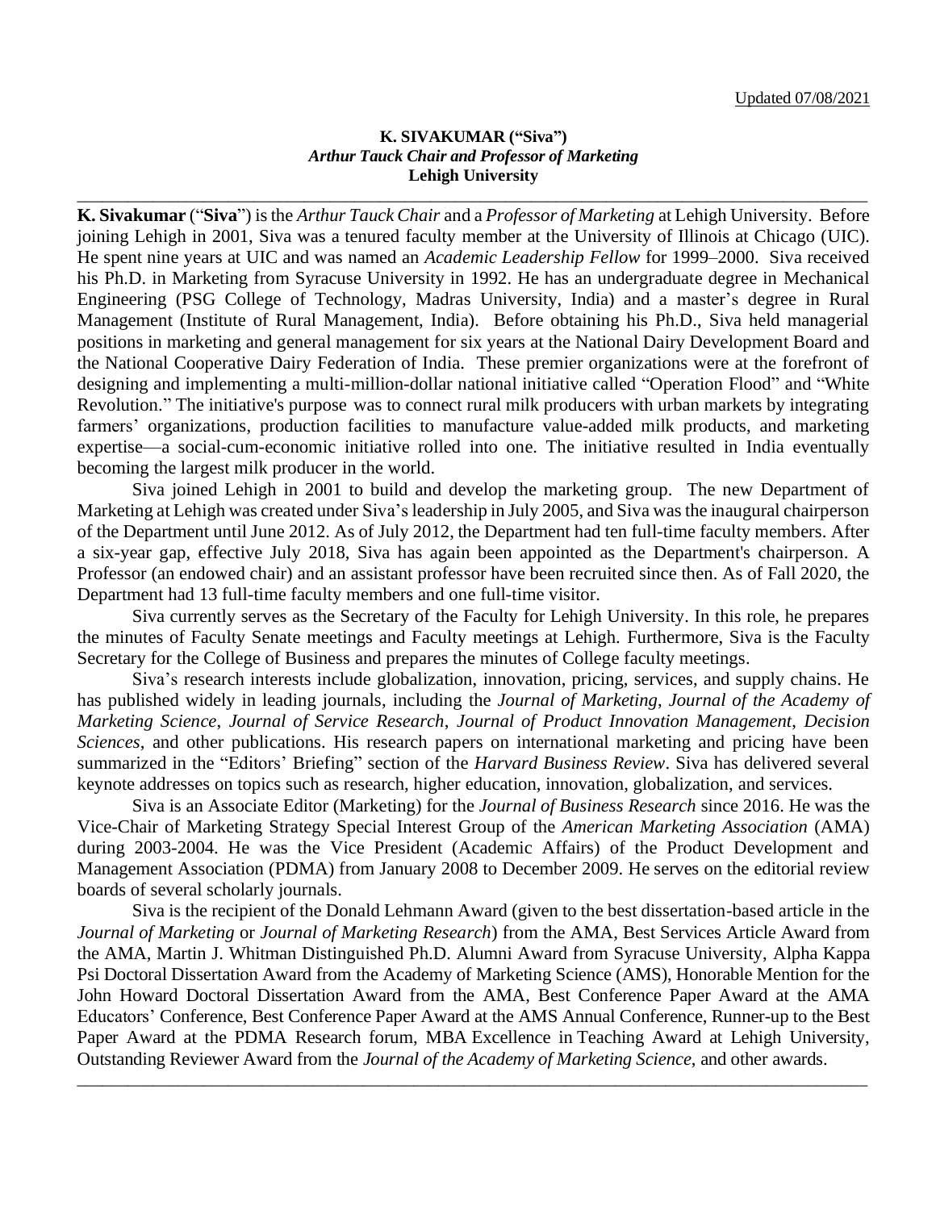Updated 07/08/2021

**K. SIVAKUMAR ("Siva")**
***Arthur Tauck Chair and Professor of Marketing***
**Lehigh University**

---

**K. Sivakumar** ("**Siva**") is the *Arthur Tauck Chair* and a *Professor of Marketing* at Lehigh University. Before joining Lehigh in 2001, Siva was a tenured faculty member at the University of Illinois at Chicago (UIC). He spent nine years at UIC and was named an *Academic Leadership Fellow* for 1999–2000. Siva received his Ph.D. in Marketing from Syracuse University in 1992. He has an undergraduate degree in Mechanical Engineering (PSG College of Technology, Madras University, India) and a master's degree in Rural Management (Institute of Rural Management, India). Before obtaining his Ph.D., Siva held managerial positions in marketing and general management for six years at the National Dairy Development Board and the National Cooperative Dairy Federation of India. These premier organizations were at the forefront of designing and implementing a multi-million-dollar national initiative called "Operation Flood" and "White Revolution." The initiative's purpose was to connect rural milk producers with urban markets by integrating farmers' organizations, production facilities to manufacture value-added milk products, and marketing expertise—a social-cum-economic initiative rolled into one. The initiative resulted in India eventually becoming the largest milk producer in the world.

Siva joined Lehigh in 2001 to build and develop the marketing group. The new Department of Marketing at Lehigh was created under Siva's leadership in July 2005, and Siva was the inaugural chairperson of the Department until June 2012. As of July 2012, the Department had ten full-time faculty members. After a six-year gap, effective July 2018, Siva has again been appointed as the Department's chairperson. A Professor (an endowed chair) and an assistant professor have been recruited since then. As of Fall 2020, the Department had 13 full-time faculty members and one full-time visitor.

Siva currently serves as the Secretary of the Faculty for Lehigh University. In this role, he prepares the minutes of Faculty Senate meetings and Faculty meetings at Lehigh. Furthermore, Siva is the Faculty Secretary for the College of Business and prepares the minutes of College faculty meetings.

Siva's research interests include globalization, innovation, pricing, services, and supply chains. He has published widely in leading journals, including the *Journal of Marketing*, *Journal of the Academy of Marketing Science*, *Journal of Service Research*, *Journal of Product Innovation Management*, *Decision Sciences*, and other publications. His research papers on international marketing and pricing have been summarized in the "Editors' Briefing" section of the *Harvard Business Review*. Siva has delivered several keynote addresses on topics such as research, higher education, innovation, globalization, and services.

Siva is an Associate Editor (Marketing) for the *Journal of Business Research* since 2016. He was the Vice-Chair of Marketing Strategy Special Interest Group of the *American Marketing Association* (AMA) during 2003-2004. He was the Vice President (Academic Affairs) of the Product Development and Management Association (PDMA) from January 2008 to December 2009. He serves on the editorial review boards of several scholarly journals.

Siva is the recipient of the Donald Lehmann Award (given to the best dissertation-based article in the *Journal of Marketing* or *Journal of Marketing Research*) from the AMA, Best Services Article Award from the AMA, Martin J. Whitman Distinguished Ph.D. Alumni Award from Syracuse University, Alpha Kappa Psi Doctoral Dissertation Award from the Academy of Marketing Science (AMS), Honorable Mention for the John Howard Doctoral Dissertation Award from the AMA, Best Conference Paper Award at the AMA Educators' Conference, Best Conference Paper Award at the AMS Annual Conference, Runner-up to the Best Paper Award at the PDMA Research forum, MBA Excellence in Teaching Award at Lehigh University, Outstanding Reviewer Award from the *Journal of the Academy of Marketing Science*, and other awards.

---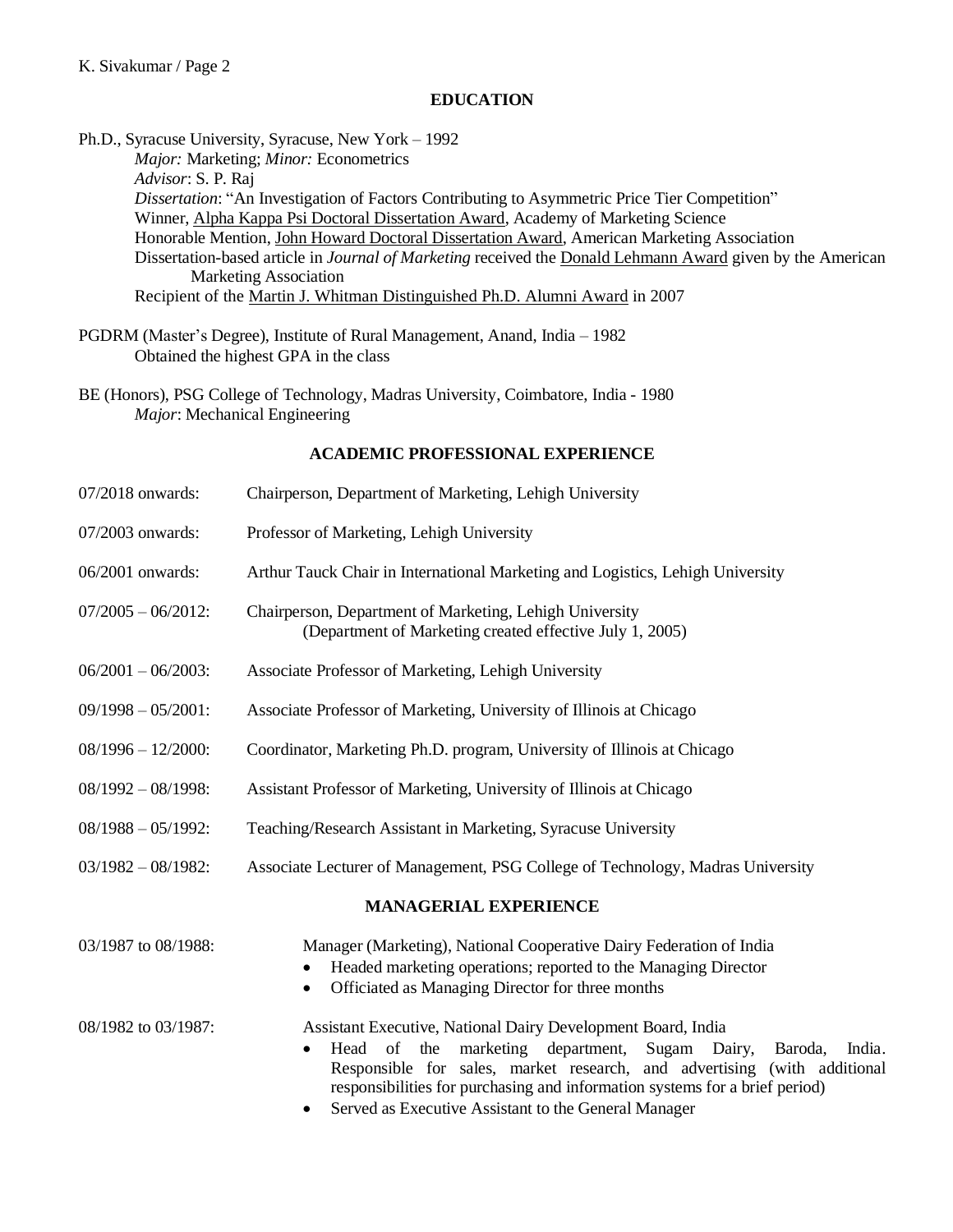## EDUCATION

Ph.D., Syracuse University, Syracuse, New York – 1992
*Major:* Marketing; *Minor:* Econometrics
*Advisor*: S. P. Raj
*Dissertation*: "An Investigation of Factors Contributing to Asymmetric Price Tier Competition"
Winner, Alpha Kappa Psi Doctoral Dissertation Award, Academy of Marketing Science
Honorable Mention, John Howard Doctoral Dissertation Award, American Marketing Association
Dissertation-based article in *Journal of Marketing* received the Donald Lehmann Award given by the American Marketing Association
Recipient of the Martin J. Whitman Distinguished Ph.D. Alumni Award in 2007

PGDRM (Master's Degree), Institute of Rural Management, Anand, India – 1982
Obtained the highest GPA in the class

BE (Honors), PSG College of Technology, Madras University, Coimbatore, India - 1980
*Major*: Mechanical Engineering

## ACADEMIC PROFESSIONAL EXPERIENCE

| | |
|---|---|
| 07/2018 onwards: | Chairperson, Department of Marketing, Lehigh University |
| 07/2003 onwards: | Professor of Marketing, Lehigh University |
| 06/2001 onwards: | Arthur Tauck Chair in International Marketing and Logistics, Lehigh University |
| 07/2005 – 06/2012: | Chairperson, Department of Marketing, Lehigh University (Department of Marketing created effective July 1, 2005) |
| 06/2001 – 06/2003: | Associate Professor of Marketing, Lehigh University |
| 09/1998 – 05/2001: | Associate Professor of Marketing, University of Illinois at Chicago |
| 08/1996 – 12/2000: | Coordinator, Marketing Ph.D. program, University of Illinois at Chicago |
| 08/1992 – 08/1998: | Assistant Professor of Marketing, University of Illinois at Chicago |
| 08/1988 – 05/1992: | Teaching/Research Assistant in Marketing, Syracuse University |
| 03/1982 – 08/1982: | Associate Lecturer of Management, PSG College of Technology, Madras University |

## MANAGERIAL EXPERIENCE

03/1987 to 08/1988: Manager (Marketing), National Cooperative Dairy Federation of India

- Headed marketing operations; reported to the Managing Director
- Officiated as Managing Director for three months

08/1982 to 03/1987: Assistant Executive, National Dairy Development Board, India

- Head of the marketing department, Sugam Dairy, Baroda, India. Responsible for sales, market research, and advertising (with additional responsibilities for purchasing and information systems for a brief period)
- Served as Executive Assistant to the General Manager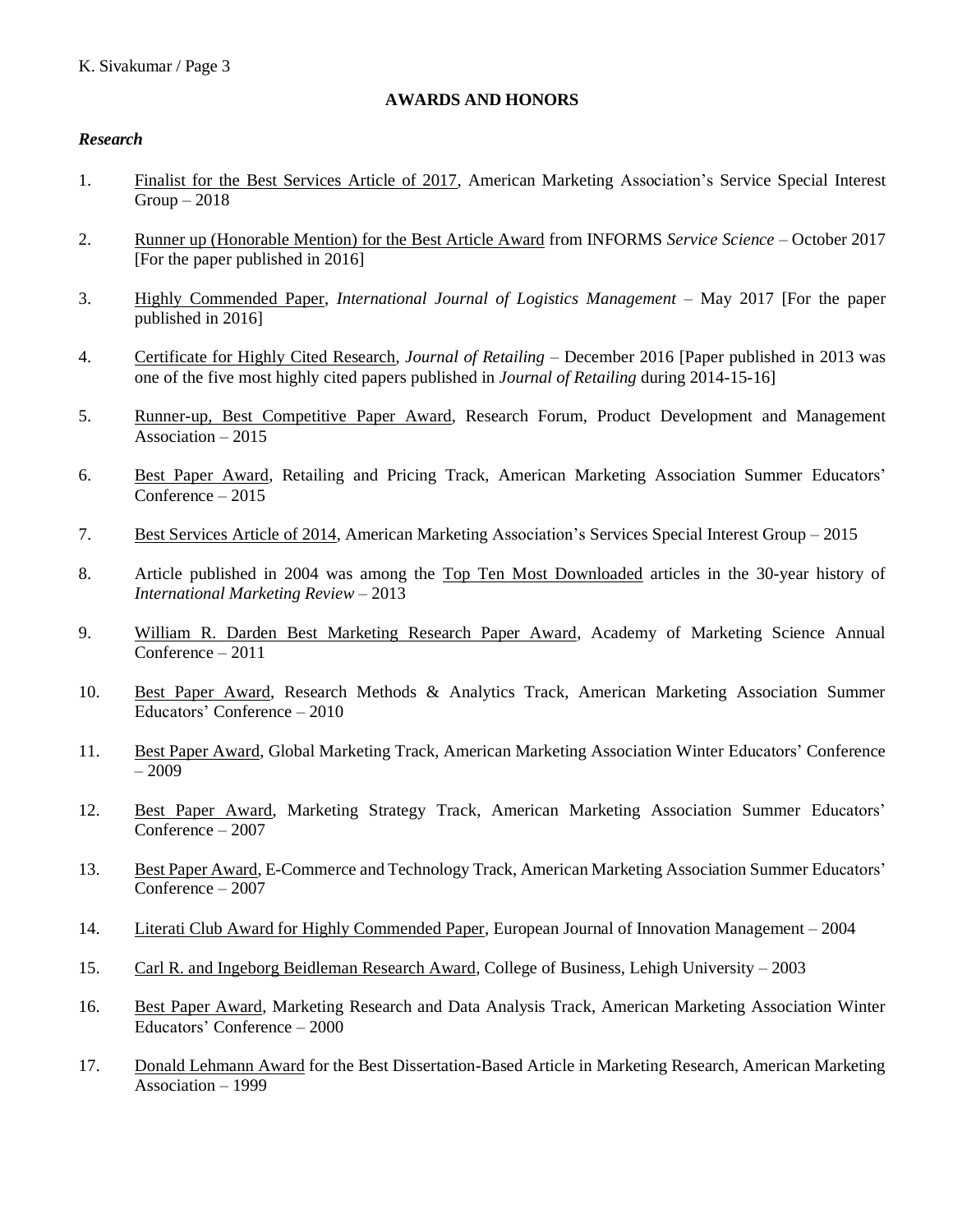## AWARDS AND HONORS

### *Research*

1. Finalist for the Best Services Article of 2017, American Marketing Association's Service Special Interest Group – 2018

2. Runner up (Honorable Mention) for the Best Article Award from INFORMS *Service Science* – October 2017 [For the paper published in 2016]

3. Highly Commended Paper, *International Journal of Logistics Management* – May 2017 [For the paper published in 2016]

4. Certificate for Highly Cited Research, *Journal of Retailing* – December 2016 [Paper published in 2013 was one of the five most highly cited papers published in *Journal of Retailing* during 2014-15-16]

5. Runner-up, Best Competitive Paper Award, Research Forum, Product Development and Management Association – 2015

6. Best Paper Award, Retailing and Pricing Track, American Marketing Association Summer Educators' Conference – 2015

7. Best Services Article of 2014, American Marketing Association's Services Special Interest Group – 2015

8. Article published in 2004 was among the Top Ten Most Downloaded articles in the 30-year history of *International Marketing Review* – 2013

9. William R. Darden Best Marketing Research Paper Award, Academy of Marketing Science Annual Conference – 2011

10. Best Paper Award, Research Methods & Analytics Track, American Marketing Association Summer Educators' Conference – 2010

11. Best Paper Award, Global Marketing Track, American Marketing Association Winter Educators' Conference – 2009

12. Best Paper Award, Marketing Strategy Track, American Marketing Association Summer Educators' Conference – 2007

13. Best Paper Award, E-Commerce and Technology Track, American Marketing Association Summer Educators' Conference – 2007

14. Literati Club Award for Highly Commended Paper, European Journal of Innovation Management – 2004

15. Carl R. and Ingeborg Beidleman Research Award, College of Business, Lehigh University – 2003

16. Best Paper Award, Marketing Research and Data Analysis Track, American Marketing Association Winter Educators' Conference – 2000

17. Donald Lehmann Award for the Best Dissertation-Based Article in Marketing Research, American Marketing Association – 1999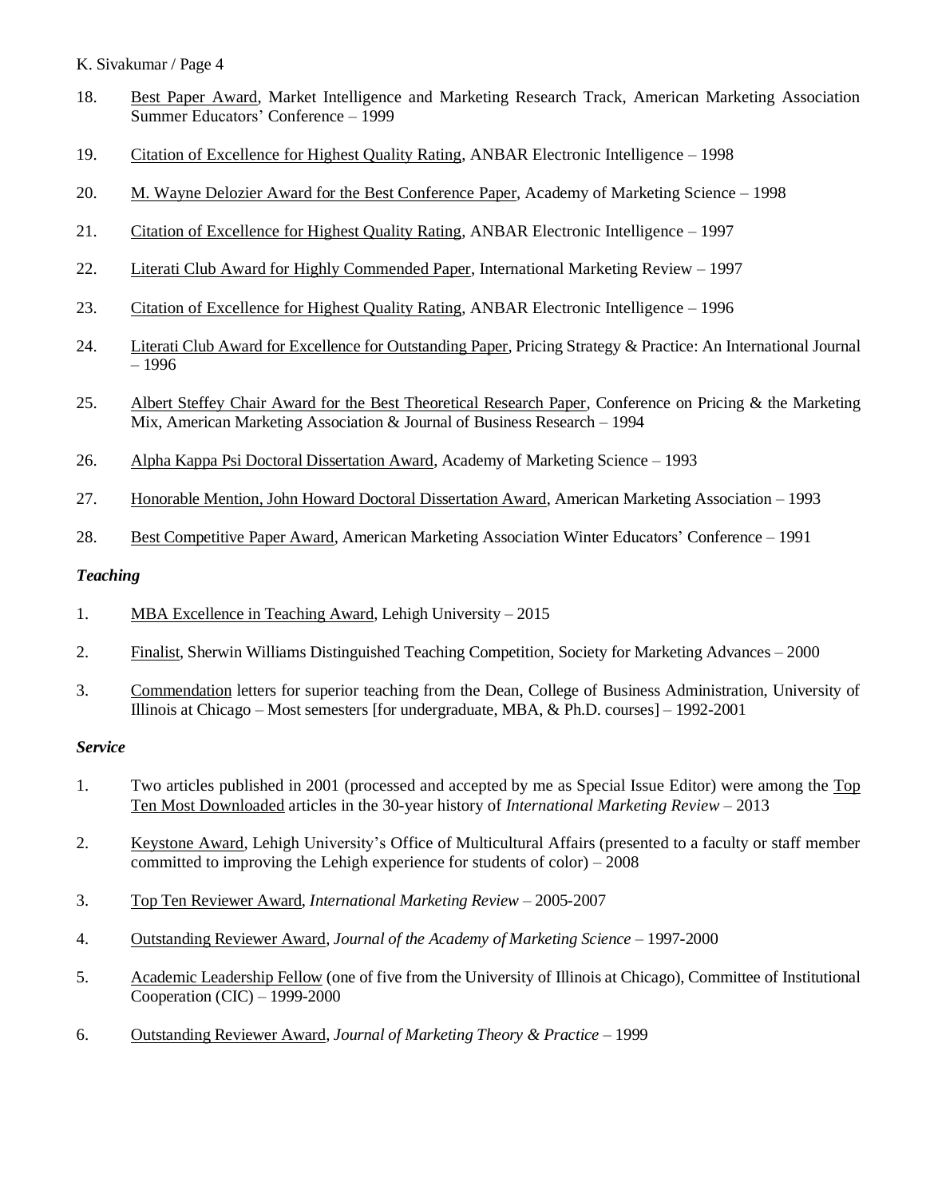18. Best Paper Award, Market Intelligence and Marketing Research Track, American Marketing Association Summer Educators' Conference – 1999

19. Citation of Excellence for Highest Quality Rating, ANBAR Electronic Intelligence – 1998

20. M. Wayne Delozier Award for the Best Conference Paper, Academy of Marketing Science – 1998

21. Citation of Excellence for Highest Quality Rating, ANBAR Electronic Intelligence – 1997

22. Literati Club Award for Highly Commended Paper, International Marketing Review – 1997

23. Citation of Excellence for Highest Quality Rating, ANBAR Electronic Intelligence – 1996

24. Literati Club Award for Excellence for Outstanding Paper, Pricing Strategy & Practice: An International Journal – 1996

25. Albert Steffey Chair Award for the Best Theoretical Research Paper, Conference on Pricing & the Marketing Mix, American Marketing Association & Journal of Business Research – 1994

26. Alpha Kappa Psi Doctoral Dissertation Award, Academy of Marketing Science – 1993

27. Honorable Mention, John Howard Doctoral Dissertation Award, American Marketing Association – 1993

28. Best Competitive Paper Award, American Marketing Association Winter Educators' Conference – 1991

***Teaching***

1. MBA Excellence in Teaching Award, Lehigh University – 2015

2. Finalist, Sherwin Williams Distinguished Teaching Competition, Society for Marketing Advances – 2000

3. Commendation letters for superior teaching from the Dean, College of Business Administration, University of Illinois at Chicago – Most semesters [for undergraduate, MBA, & Ph.D. courses] – 1992-2001

***Service***

1. Two articles published in 2001 (processed and accepted by me as Special Issue Editor) were among the Top Ten Most Downloaded articles in the 30-year history of *International Marketing Review* – 2013

2. Keystone Award, Lehigh University's Office of Multicultural Affairs (presented to a faculty or staff member committed to improving the Lehigh experience for students of color) – 2008

3. Top Ten Reviewer Award, *International Marketing Review* – 2005-2007

4. Outstanding Reviewer Award, *Journal of the Academy of Marketing Science* – 1997-2000

5. Academic Leadership Fellow (one of five from the University of Illinois at Chicago), Committee of Institutional Cooperation (CIC) – 1999-2000

6. Outstanding Reviewer Award, *Journal of Marketing Theory & Practice* – 1999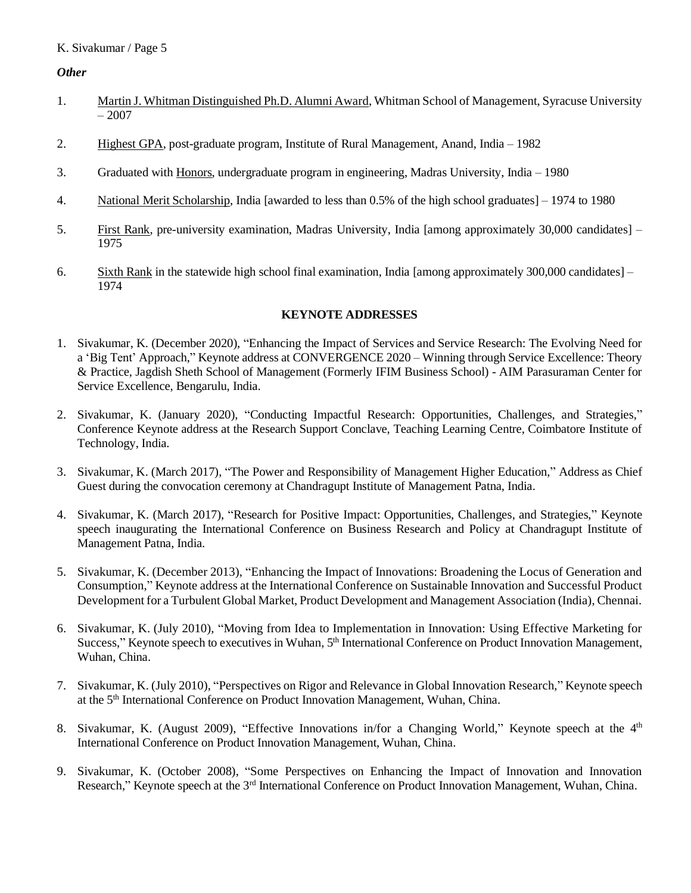*Other*

1. Martin J. Whitman Distinguished Ph.D. Alumni Award, Whitman School of Management, Syracuse University – 2007

2. Highest GPA, post-graduate program, Institute of Rural Management, Anand, India – 1982

3. Graduated with Honors, undergraduate program in engineering, Madras University, India – 1980

4. National Merit Scholarship, India [awarded to less than 0.5% of the high school graduates] – 1974 to 1980

5. First Rank, pre-university examination, Madras University, India [among approximately 30,000 candidates] – 1975

6. Sixth Rank in the statewide high school final examination, India [among approximately 300,000 candidates] – 1974

## KEYNOTE ADDRESSES

1. Sivakumar, K. (December 2020), "Enhancing the Impact of Services and Service Research: The Evolving Need for a 'Big Tent' Approach," Keynote address at CONVERGENCE 2020 – Winning through Service Excellence: Theory & Practice, Jagdish Sheth School of Management (Formerly IFIM Business School) - AIM Parasuraman Center for Service Excellence, Bengarulu, India.

2. Sivakumar, K. (January 2020), "Conducting Impactful Research: Opportunities, Challenges, and Strategies," Conference Keynote address at the Research Support Conclave, Teaching Learning Centre, Coimbatore Institute of Technology, India.

3. Sivakumar, K. (March 2017), "The Power and Responsibility of Management Higher Education," Address as Chief Guest during the convocation ceremony at Chandragupt Institute of Management Patna, India.

4. Sivakumar, K. (March 2017), "Research for Positive Impact: Opportunities, Challenges, and Strategies," Keynote speech inaugurating the International Conference on Business Research and Policy at Chandragupt Institute of Management Patna, India.

5. Sivakumar, K. (December 2013), "Enhancing the Impact of Innovations: Broadening the Locus of Generation and Consumption," Keynote address at the International Conference on Sustainable Innovation and Successful Product Development for a Turbulent Global Market, Product Development and Management Association (India), Chennai.

6. Sivakumar, K. (July 2010), "Moving from Idea to Implementation in Innovation: Using Effective Marketing for Success," Keynote speech to executives in Wuhan, 5th International Conference on Product Innovation Management, Wuhan, China.

7. Sivakumar, K. (July 2010), "Perspectives on Rigor and Relevance in Global Innovation Research," Keynote speech at the 5th International Conference on Product Innovation Management, Wuhan, China.

8. Sivakumar, K. (August 2009), "Effective Innovations in/for a Changing World," Keynote speech at the 4th International Conference on Product Innovation Management, Wuhan, China.

9. Sivakumar, K. (October 2008), "Some Perspectives on Enhancing the Impact of Innovation and Innovation Research," Keynote speech at the 3rd International Conference on Product Innovation Management, Wuhan, China.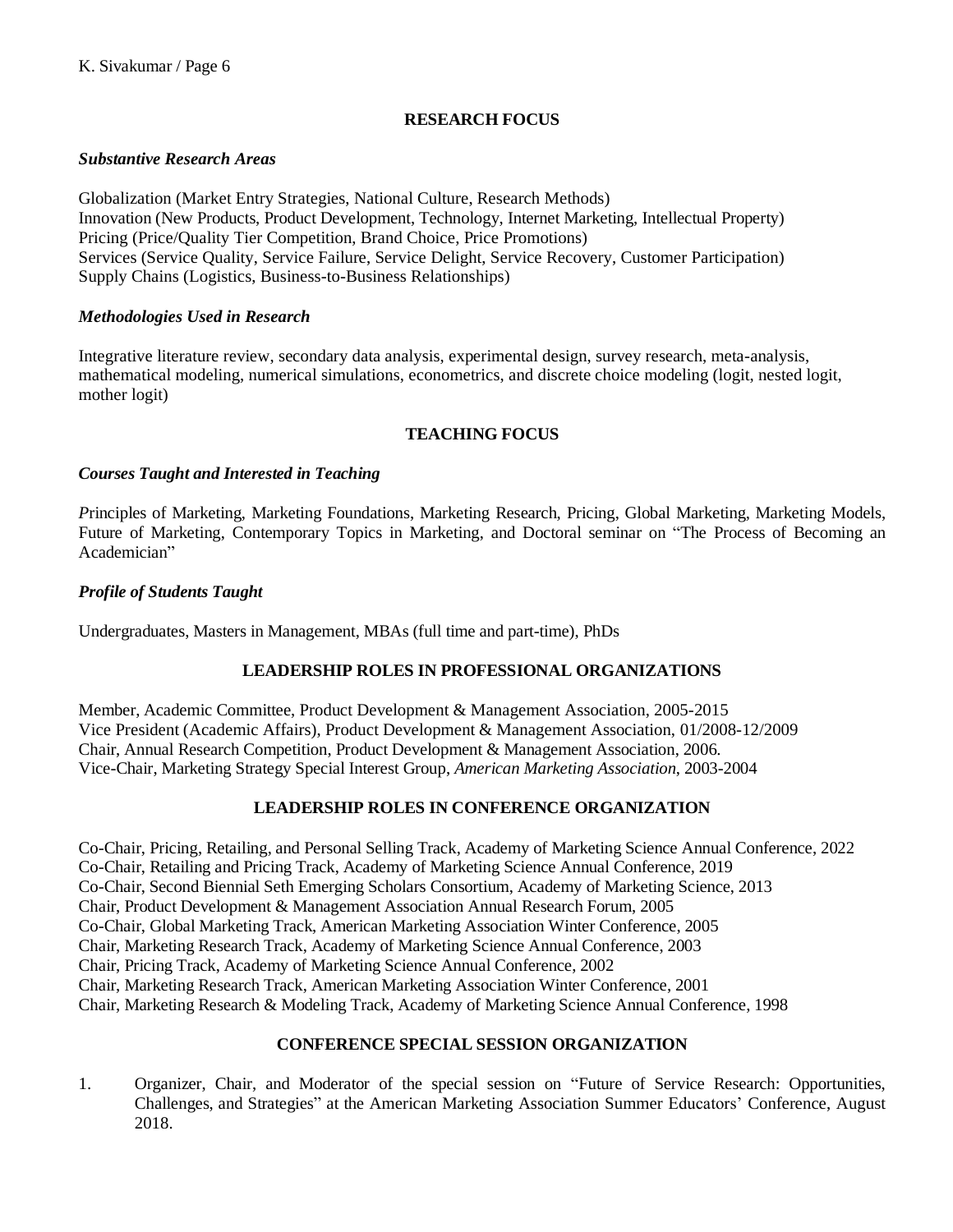## RESEARCH FOCUS

### *Substantive Research Areas*

Globalization (Market Entry Strategies, National Culture, Research Methods)
Innovation (New Products, Product Development, Technology, Internet Marketing, Intellectual Property)
Pricing (Price/Quality Tier Competition, Brand Choice, Price Promotions)
Services (Service Quality, Service Failure, Service Delight, Service Recovery, Customer Participation)
Supply Chains (Logistics, Business-to-Business Relationships)

### *Methodologies Used in Research*

Integrative literature review, secondary data analysis, experimental design, survey research, meta-analysis, mathematical modeling, numerical simulations, econometrics, and discrete choice modeling (logit, nested logit, mother logit)

## TEACHING FOCUS

### *Courses Taught and Interested in Teaching*

*P*rinciples of Marketing, Marketing Foundations, Marketing Research, Pricing, Global Marketing, Marketing Models, Future of Marketing, Contemporary Topics in Marketing, and Doctoral seminar on "The Process of Becoming an Academician"

### *Profile of Students Taught*

Undergraduates, Masters in Management, MBAs (full time and part-time), PhDs

## LEADERSHIP ROLES IN PROFESSIONAL ORGANIZATIONS

Member, Academic Committee, Product Development & Management Association, 2005-2015
Vice President (Academic Affairs), Product Development & Management Association, 01/2008-12/2009
Chair, Annual Research Competition, Product Development & Management Association, 2006.
Vice-Chair, Marketing Strategy Special Interest Group, *American Marketing Association*, 2003-2004

## LEADERSHIP ROLES IN CONFERENCE ORGANIZATION

Co-Chair, Pricing, Retailing, and Personal Selling Track, Academy of Marketing Science Annual Conference, 2022
Co-Chair, Retailing and Pricing Track, Academy of Marketing Science Annual Conference, 2019
Co-Chair, Second Biennial Seth Emerging Scholars Consortium, Academy of Marketing Science, 2013
Chair, Product Development & Management Association Annual Research Forum, 2005
Co-Chair, Global Marketing Track, American Marketing Association Winter Conference, 2005
Chair, Marketing Research Track, Academy of Marketing Science Annual Conference, 2003
Chair, Pricing Track, Academy of Marketing Science Annual Conference, 2002
Chair, Marketing Research Track, American Marketing Association Winter Conference, 2001
Chair, Marketing Research & Modeling Track, Academy of Marketing Science Annual Conference, 1998

## CONFERENCE SPECIAL SESSION ORGANIZATION

1. Organizer, Chair, and Moderator of the special session on "Future of Service Research: Opportunities, Challenges, and Strategies" at the American Marketing Association Summer Educators' Conference, August 2018.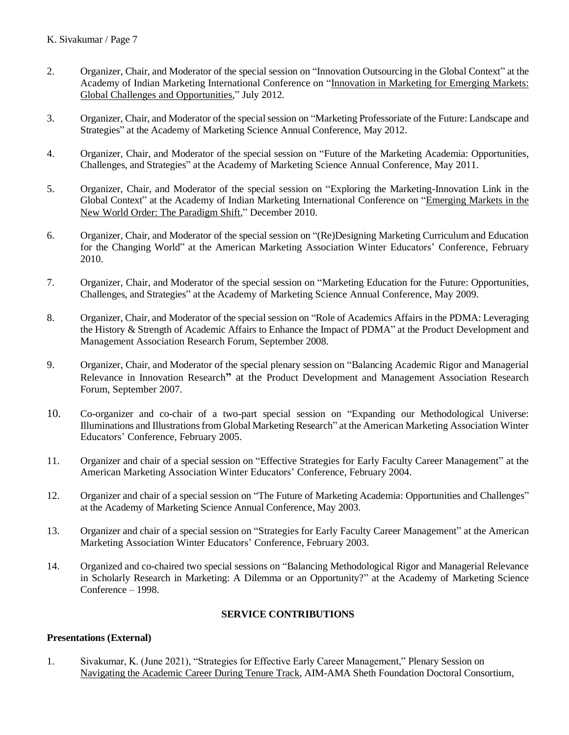2. Organizer, Chair, and Moderator of the special session on "Innovation Outsourcing in the Global Context" at the Academy of Indian Marketing International Conference on "Innovation in Marketing for Emerging Markets: Global Challenges and Opportunities," July 2012.

3. Organizer, Chair, and Moderator of the special session on "Marketing Professoriate of the Future: Landscape and Strategies" at the Academy of Marketing Science Annual Conference, May 2012.

4. Organizer, Chair, and Moderator of the special session on "Future of the Marketing Academia: Opportunities, Challenges, and Strategies" at the Academy of Marketing Science Annual Conference, May 2011.

5. Organizer, Chair, and Moderator of the special session on "Exploring the Marketing-Innovation Link in the Global Context" at the Academy of Indian Marketing International Conference on "Emerging Markets in the New World Order: The Paradigm Shift," December 2010.

6. Organizer, Chair, and Moderator of the special session on "(Re)Designing Marketing Curriculum and Education for the Changing World" at the American Marketing Association Winter Educators' Conference, February 2010.

7. Organizer, Chair, and Moderator of the special session on "Marketing Education for the Future: Opportunities, Challenges, and Strategies" at the Academy of Marketing Science Annual Conference, May 2009.

8. Organizer, Chair, and Moderator of the special session on "Role of Academics Affairs in the PDMA: Leveraging the History & Strength of Academic Affairs to Enhance the Impact of PDMA" at the Product Development and Management Association Research Forum, September 2008.

9. Organizer, Chair, and Moderator of the special plenary session on "Balancing Academic Rigor and Managerial Relevance in Innovation Research" at the Product Development and Management Association Research Forum, September 2007.

10. Co-organizer and co-chair of a two-part special session on "Expanding our Methodological Universe: Illuminations and Illustrations from Global Marketing Research" at the American Marketing Association Winter Educators' Conference, February 2005.

11. Organizer and chair of a special session on "Effective Strategies for Early Faculty Career Management" at the American Marketing Association Winter Educators' Conference, February 2004.

12. Organizer and chair of a special session on "The Future of Marketing Academia: Opportunities and Challenges" at the Academy of Marketing Science Annual Conference, May 2003.

13. Organizer and chair of a special session on "Strategies for Early Faculty Career Management" at the American Marketing Association Winter Educators' Conference, February 2003.

14. Organized and co-chaired two special sessions on "Balancing Methodological Rigor and Managerial Relevance in Scholarly Research in Marketing: A Dilemma or an Opportunity?" at the Academy of Marketing Science Conference – 1998.

## SERVICE CONTRIBUTIONS

### Presentations (External)

1. Sivakumar, K. (June 2021), "Strategies for Effective Early Career Management," Plenary Session on Navigating the Academic Career During Tenure Track, AIM-AMA Sheth Foundation Doctoral Consortium,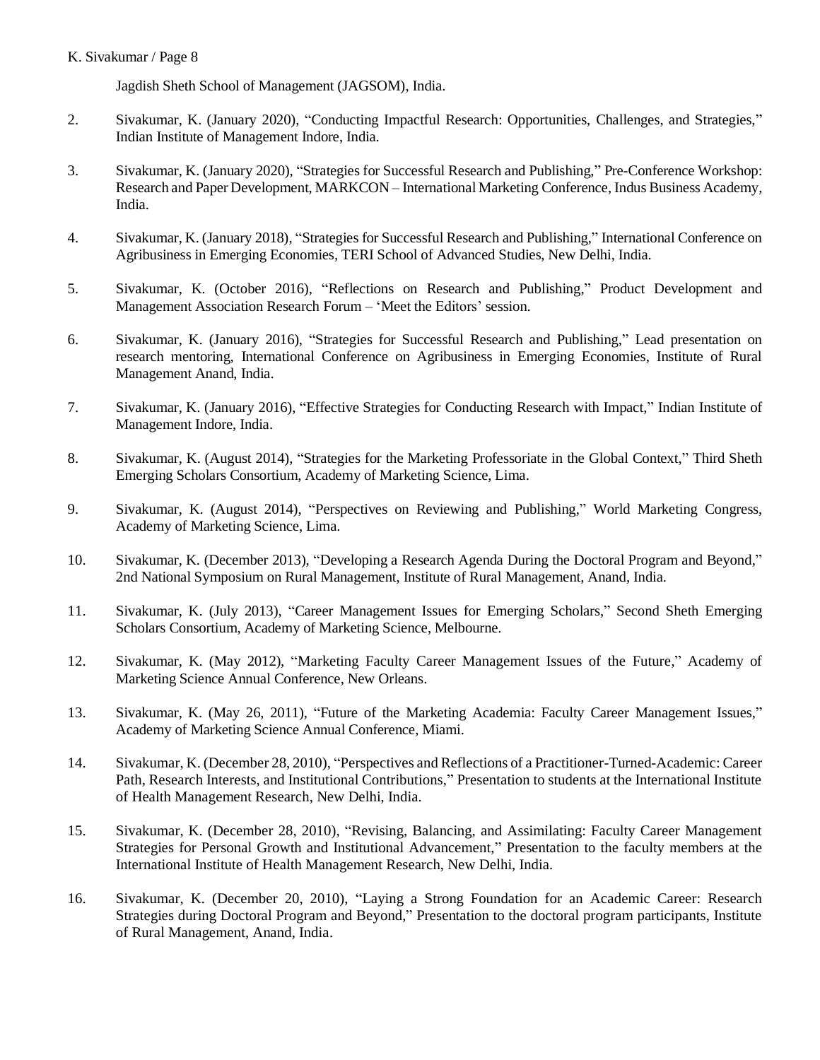Jagdish Sheth School of Management (JAGSOM), India.

2. Sivakumar, K. (January 2020), "Conducting Impactful Research: Opportunities, Challenges, and Strategies," Indian Institute of Management Indore, India.

3. Sivakumar, K. (January 2020), "Strategies for Successful Research and Publishing," Pre-Conference Workshop: Research and Paper Development, MARKCON – International Marketing Conference, Indus Business Academy, India.

4. Sivakumar, K. (January 2018), "Strategies for Successful Research and Publishing," International Conference on Agribusiness in Emerging Economies, TERI School of Advanced Studies, New Delhi, India.

5. Sivakumar, K. (October 2016), "Reflections on Research and Publishing," Product Development and Management Association Research Forum – 'Meet the Editors' session.

6. Sivakumar, K. (January 2016), "Strategies for Successful Research and Publishing," Lead presentation on research mentoring, International Conference on Agribusiness in Emerging Economies, Institute of Rural Management Anand, India.

7. Sivakumar, K. (January 2016), "Effective Strategies for Conducting Research with Impact," Indian Institute of Management Indore, India.

8. Sivakumar, K. (August 2014), "Strategies for the Marketing Professoriate in the Global Context," Third Sheth Emerging Scholars Consortium, Academy of Marketing Science, Lima.

9. Sivakumar, K. (August 2014), "Perspectives on Reviewing and Publishing," World Marketing Congress, Academy of Marketing Science, Lima.

10. Sivakumar, K. (December 2013), "Developing a Research Agenda During the Doctoral Program and Beyond," 2nd National Symposium on Rural Management, Institute of Rural Management, Anand, India.

11. Sivakumar, K. (July 2013), "Career Management Issues for Emerging Scholars," Second Sheth Emerging Scholars Consortium, Academy of Marketing Science, Melbourne.

12. Sivakumar, K. (May 2012), "Marketing Faculty Career Management Issues of the Future," Academy of Marketing Science Annual Conference, New Orleans.

13. Sivakumar, K. (May 26, 2011), "Future of the Marketing Academia: Faculty Career Management Issues," Academy of Marketing Science Annual Conference, Miami.

14. Sivakumar, K. (December 28, 2010), "Perspectives and Reflections of a Practitioner-Turned-Academic: Career Path, Research Interests, and Institutional Contributions," Presentation to students at the International Institute of Health Management Research, New Delhi, India.

15. Sivakumar, K. (December 28, 2010), "Revising, Balancing, and Assimilating: Faculty Career Management Strategies for Personal Growth and Institutional Advancement," Presentation to the faculty members at the International Institute of Health Management Research, New Delhi, India.

16. Sivakumar, K. (December 20, 2010), "Laying a Strong Foundation for an Academic Career: Research Strategies during Doctoral Program and Beyond," Presentation to the doctoral program participants, Institute of Rural Management, Anand, India.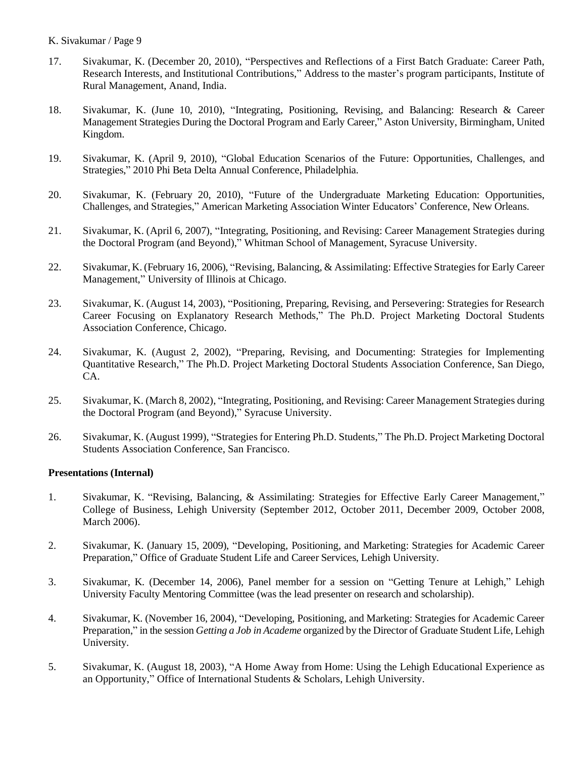17. Sivakumar, K. (December 20, 2010), "Perspectives and Reflections of a First Batch Graduate: Career Path, Research Interests, and Institutional Contributions," Address to the master's program participants, Institute of Rural Management, Anand, India.

18. Sivakumar, K. (June 10, 2010), "Integrating, Positioning, Revising, and Balancing: Research & Career Management Strategies During the Doctoral Program and Early Career," Aston University, Birmingham, United Kingdom.

19. Sivakumar, K. (April 9, 2010), "Global Education Scenarios of the Future: Opportunities, Challenges, and Strategies," 2010 Phi Beta Delta Annual Conference, Philadelphia.

20. Sivakumar, K. (February 20, 2010), "Future of the Undergraduate Marketing Education: Opportunities, Challenges, and Strategies," American Marketing Association Winter Educators' Conference, New Orleans.

21. Sivakumar, K. (April 6, 2007), "Integrating, Positioning, and Revising: Career Management Strategies during the Doctoral Program (and Beyond)," Whitman School of Management, Syracuse University.

22. Sivakumar, K. (February 16, 2006), "Revising, Balancing, & Assimilating: Effective Strategies for Early Career Management," University of Illinois at Chicago.

23. Sivakumar, K. (August 14, 2003), "Positioning, Preparing, Revising, and Persevering: Strategies for Research Career Focusing on Explanatory Research Methods," The Ph.D. Project Marketing Doctoral Students Association Conference, Chicago.

24. Sivakumar, K. (August 2, 2002), "Preparing, Revising, and Documenting: Strategies for Implementing Quantitative Research," The Ph.D. Project Marketing Doctoral Students Association Conference, San Diego, CA.

25. Sivakumar, K. (March 8, 2002), "Integrating, Positioning, and Revising: Career Management Strategies during the Doctoral Program (and Beyond)," Syracuse University.

26. Sivakumar, K. (August 1999), "Strategies for Entering Ph.D. Students," The Ph.D. Project Marketing Doctoral Students Association Conference, San Francisco.

**Presentations (Internal)**

1. Sivakumar, K. "Revising, Balancing, & Assimilating: Strategies for Effective Early Career Management," College of Business, Lehigh University (September 2012, October 2011, December 2009, October 2008, March 2006).

2. Sivakumar, K. (January 15, 2009), "Developing, Positioning, and Marketing: Strategies for Academic Career Preparation," Office of Graduate Student Life and Career Services, Lehigh University.

3. Sivakumar, K. (December 14, 2006), Panel member for a session on "Getting Tenure at Lehigh," Lehigh University Faculty Mentoring Committee (was the lead presenter on research and scholarship).

4. Sivakumar, K. (November 16, 2004), "Developing, Positioning, and Marketing: Strategies for Academic Career Preparation," in the session *Getting a Job in Academe* organized by the Director of Graduate Student Life, Lehigh University.

5. Sivakumar, K. (August 18, 2003), "A Home Away from Home: Using the Lehigh Educational Experience as an Opportunity," Office of International Students & Scholars, Lehigh University.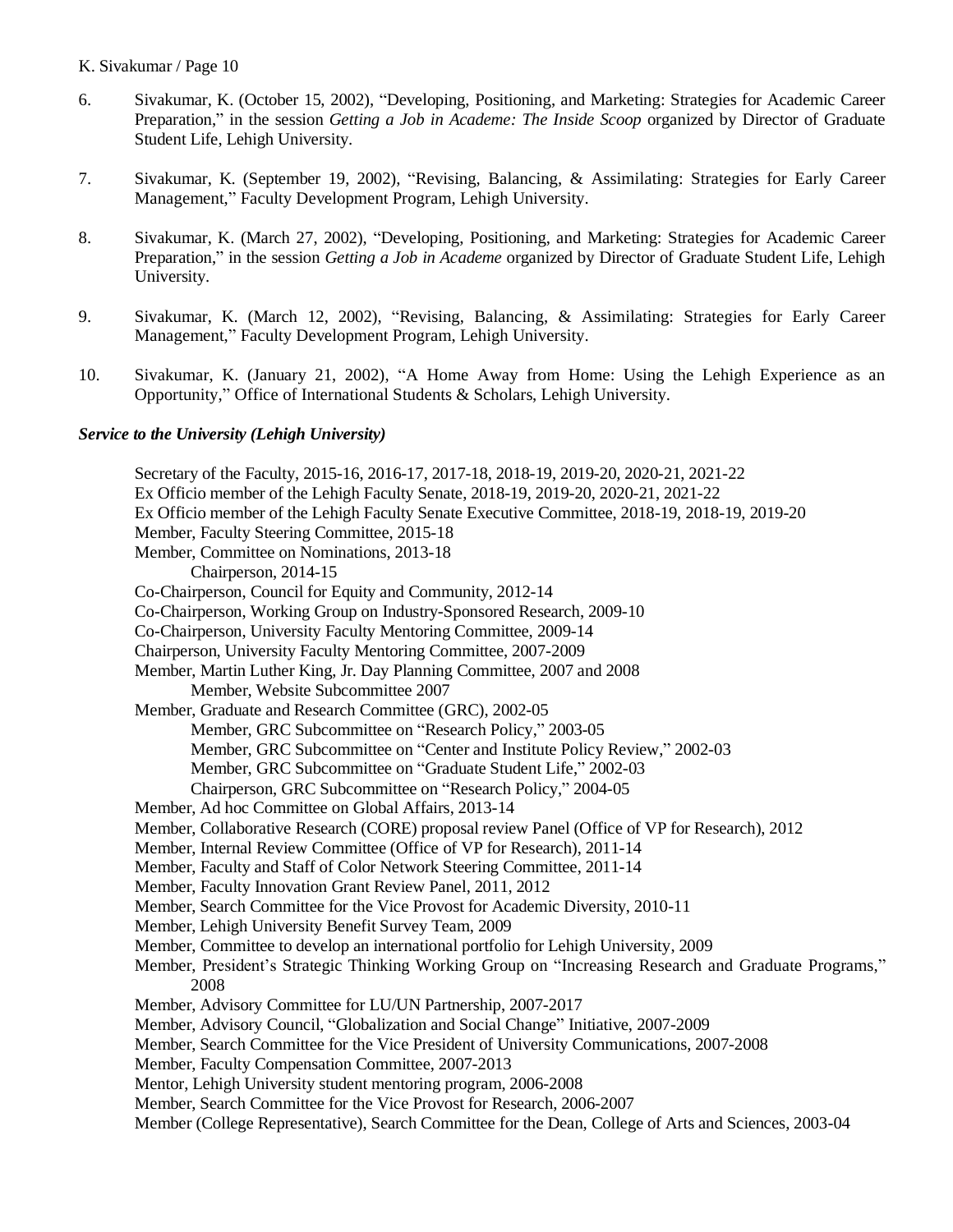6. Sivakumar, K. (October 15, 2002), "Developing, Positioning, and Marketing: Strategies for Academic Career Preparation," in the session *Getting a Job in Academe: The Inside Scoop* organized by Director of Graduate Student Life, Lehigh University.

7. Sivakumar, K. (September 19, 2002), "Revising, Balancing, & Assimilating: Strategies for Early Career Management," Faculty Development Program, Lehigh University.

8. Sivakumar, K. (March 27, 2002), "Developing, Positioning, and Marketing: Strategies for Academic Career Preparation," in the session *Getting a Job in Academe* organized by Director of Graduate Student Life, Lehigh University.

9. Sivakumar, K. (March 12, 2002), "Revising, Balancing, & Assimilating: Strategies for Early Career Management," Faculty Development Program, Lehigh University.

10. Sivakumar, K. (January 21, 2002), "A Home Away from Home: Using the Lehigh Experience as an Opportunity," Office of International Students & Scholars, Lehigh University.

***Service to the University (Lehigh University)***

Secretary of the Faculty, 2015-16, 2016-17, 2017-18, 2018-19, 2019-20, 2020-21, 2021-22
Ex Officio member of the Lehigh Faculty Senate, 2018-19, 2019-20, 2020-21, 2021-22
Ex Officio member of the Lehigh Faculty Senate Executive Committee, 2018-19, 2018-19, 2019-20
Member, Faculty Steering Committee, 2015-18
Member, Committee on Nominations, 2013-18
    Chairperson, 2014-15
Co-Chairperson, Council for Equity and Community, 2012-14
Co-Chairperson, Working Group on Industry-Sponsored Research, 2009-10
Co-Chairperson, University Faculty Mentoring Committee, 2009-14
Chairperson, University Faculty Mentoring Committee, 2007-2009
Member, Martin Luther King, Jr. Day Planning Committee, 2007 and 2008
    Member, Website Subcommittee 2007
Member, Graduate and Research Committee (GRC), 2002-05
    Member, GRC Subcommittee on "Research Policy," 2003-05
    Member, GRC Subcommittee on "Center and Institute Policy Review," 2002-03
    Member, GRC Subcommittee on "Graduate Student Life," 2002-03
    Chairperson, GRC Subcommittee on "Research Policy," 2004-05
Member, Ad hoc Committee on Global Affairs, 2013-14
Member, Collaborative Research (CORE) proposal review Panel (Office of VP for Research), 2012
Member, Internal Review Committee (Office of VP for Research), 2011-14
Member, Faculty and Staff of Color Network Steering Committee, 2011-14
Member, Faculty Innovation Grant Review Panel, 2011, 2012
Member, Search Committee for the Vice Provost for Academic Diversity, 2010-11
Member, Lehigh University Benefit Survey Team, 2009
Member, Committee to develop an international portfolio for Lehigh University, 2009
Member, President's Strategic Thinking Working Group on "Increasing Research and Graduate Programs," 2008
Member, Advisory Committee for LU/UN Partnership, 2007-2017
Member, Advisory Council, "Globalization and Social Change" Initiative, 2007-2009
Member, Search Committee for the Vice President of University Communications, 2007-2008
Member, Faculty Compensation Committee, 2007-2013
Mentor, Lehigh University student mentoring program, 2006-2008
Member, Search Committee for the Vice Provost for Research, 2006-2007
Member (College Representative), Search Committee for the Dean, College of Arts and Sciences, 2003-04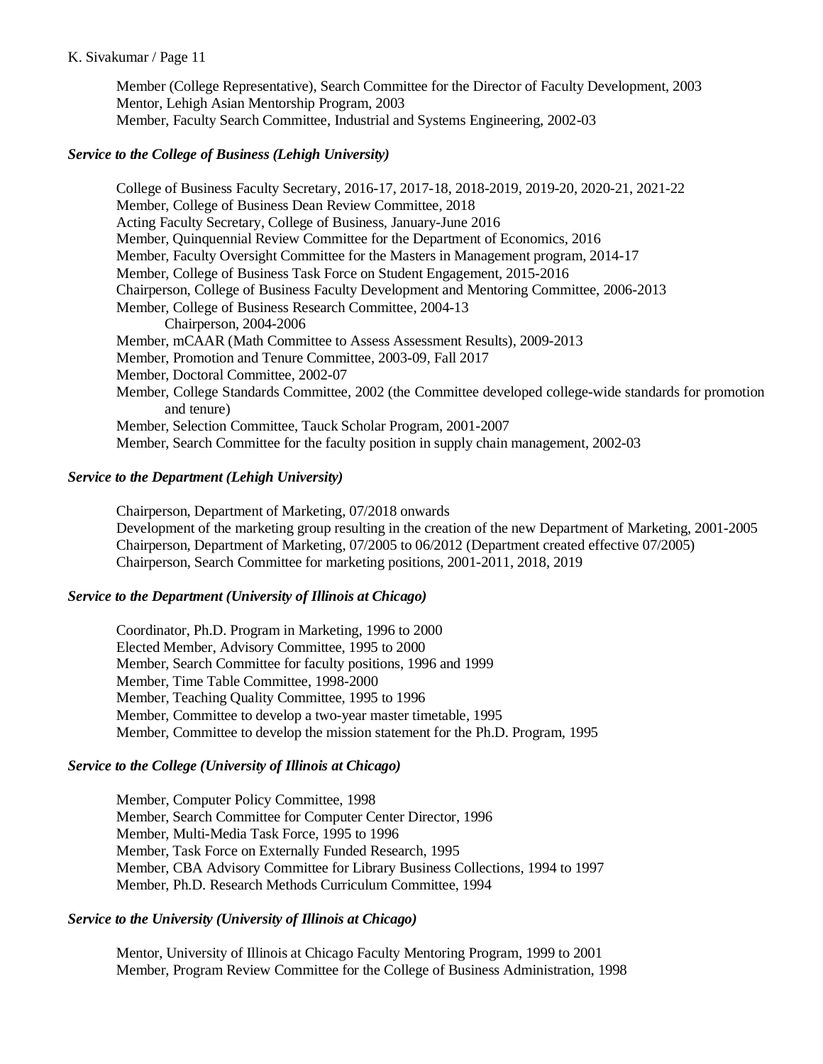Member (College Representative), Search Committee for the Director of Faculty Development, 2003
Mentor, Lehigh Asian Mentorship Program, 2003
Member, Faculty Search Committee, Industrial and Systems Engineering, 2002-03

### *Service to the College of Business (Lehigh University)*

College of Business Faculty Secretary, 2016-17, 2017-18, 2018-2019, 2019-20, 2020-21, 2021-22
Member, College of Business Dean Review Committee, 2018
Acting Faculty Secretary, College of Business, January-June 2016
Member, Quinquennial Review Committee for the Department of Economics, 2016
Member, Faculty Oversight Committee for the Masters in Management program, 2014-17
Member, College of Business Task Force on Student Engagement, 2015-2016
Chairperson, College of Business Faculty Development and Mentoring Committee, 2006-2013
Member, College of Business Research Committee, 2004-13
  Chairperson, 2004-2006
Member, mCAAR (Math Committee to Assess Assessment Results), 2009-2013
Member, Promotion and Tenure Committee, 2003-09, Fall 2017
Member, Doctoral Committee, 2002-07
Member, College Standards Committee, 2002 (the Committee developed college-wide standards for promotion and tenure)
Member, Selection Committee, Tauck Scholar Program, 2001-2007
Member, Search Committee for the faculty position in supply chain management, 2002-03

### *Service to the Department (Lehigh University)*

Chairperson, Department of Marketing, 07/2018 onwards
Development of the marketing group resulting in the creation of the new Department of Marketing, 2001-2005
Chairperson, Department of Marketing, 07/2005 to 06/2012 (Department created effective 07/2005)
Chairperson, Search Committee for marketing positions, 2001-2011, 2018, 2019

### *Service to the Department (University of Illinois at Chicago)*

Coordinator, Ph.D. Program in Marketing, 1996 to 2000
Elected Member, Advisory Committee, 1995 to 2000
Member, Search Committee for faculty positions, 1996 and 1999
Member, Time Table Committee, 1998-2000
Member, Teaching Quality Committee, 1995 to 1996
Member, Committee to develop a two-year master timetable, 1995
Member, Committee to develop the mission statement for the Ph.D. Program, 1995

### *Service to the College (University of Illinois at Chicago)*

Member, Computer Policy Committee, 1998
Member, Search Committee for Computer Center Director, 1996
Member, Multi-Media Task Force, 1995 to 1996
Member, Task Force on Externally Funded Research, 1995
Member, CBA Advisory Committee for Library Business Collections, 1994 to 1997
Member, Ph.D. Research Methods Curriculum Committee, 1994

### *Service to the University (University of Illinois at Chicago)*

Mentor, University of Illinois at Chicago Faculty Mentoring Program, 1999 to 2001
Member, Program Review Committee for the College of Business Administration, 1998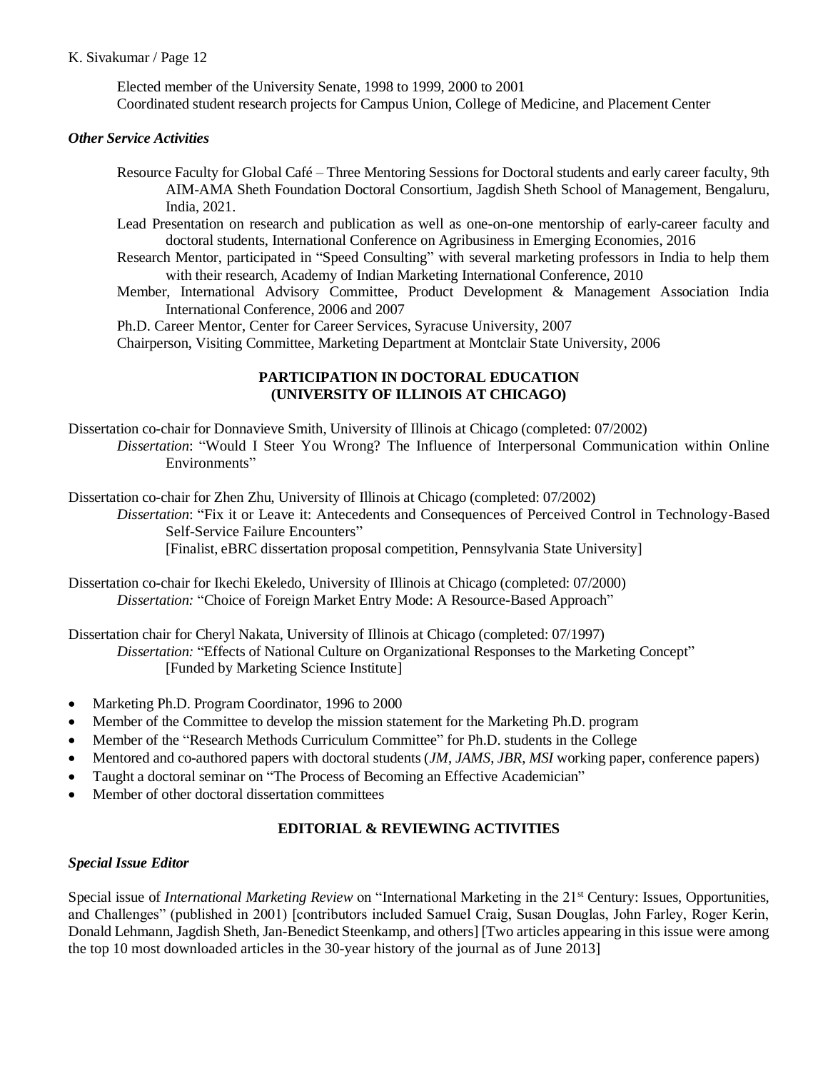Elected member of the University Senate, 1998 to 1999, 2000 to 2001
Coordinated student research projects for Campus Union, College of Medicine, and Placement Center

### *Other Service Activities*

Resource Faculty for Global Café – Three Mentoring Sessions for Doctoral students and early career faculty, 9th AIM-AMA Sheth Foundation Doctoral Consortium, Jagdish Sheth School of Management, Bengaluru, India, 2021.

Lead Presentation on research and publication as well as one-on-one mentorship of early-career faculty and doctoral students, International Conference on Agribusiness in Emerging Economies, 2016

Research Mentor, participated in "Speed Consulting" with several marketing professors in India to help them with their research, Academy of Indian Marketing International Conference, 2010

Member, International Advisory Committee, Product Development & Management Association India International Conference, 2006 and 2007

Ph.D. Career Mentor, Center for Career Services, Syracuse University, 2007

Chairperson, Visiting Committee, Marketing Department at Montclair State University, 2006

## PARTICIPATION IN DOCTORAL EDUCATION (UNIVERSITY OF ILLINOIS AT CHICAGO)

Dissertation co-chair for Donnavieve Smith, University of Illinois at Chicago (completed: 07/2002)
*Dissertation*: "Would I Steer You Wrong? The Influence of Interpersonal Communication within Online Environments"

Dissertation co-chair for Zhen Zhu, University of Illinois at Chicago (completed: 07/2002)
*Dissertation*: "Fix it or Leave it: Antecedents and Consequences of Perceived Control in Technology-Based Self-Service Failure Encounters"
[Finalist, eBRC dissertation proposal competition, Pennsylvania State University]

Dissertation co-chair for Ikechi Ekeledo, University of Illinois at Chicago (completed: 07/2000)
*Dissertation:* "Choice of Foreign Market Entry Mode: A Resource-Based Approach"

Dissertation chair for Cheryl Nakata, University of Illinois at Chicago (completed: 07/1997)
*Dissertation:* "Effects of National Culture on Organizational Responses to the Marketing Concept"
[Funded by Marketing Science Institute]

- Marketing Ph.D. Program Coordinator, 1996 to 2000
- Member of the Committee to develop the mission statement for the Marketing Ph.D. program
- Member of the "Research Methods Curriculum Committee" for Ph.D. students in the College
- Mentored and co-authored papers with doctoral students (*JM*, *JAMS*, *JBR*, *MSI* working paper, conference papers)
- Taught a doctoral seminar on "The Process of Becoming an Effective Academician"
- Member of other doctoral dissertation committees

## EDITORIAL & REVIEWING ACTIVITIES

### *Special Issue Editor*

Special issue of *International Marketing Review* on "International Marketing in the 21st Century: Issues, Opportunities, and Challenges" (published in 2001) [contributors included Samuel Craig, Susan Douglas, John Farley, Roger Kerin, Donald Lehmann, Jagdish Sheth, Jan-Benedict Steenkamp, and others] [Two articles appearing in this issue were among the top 10 most downloaded articles in the 30-year history of the journal as of June 2013]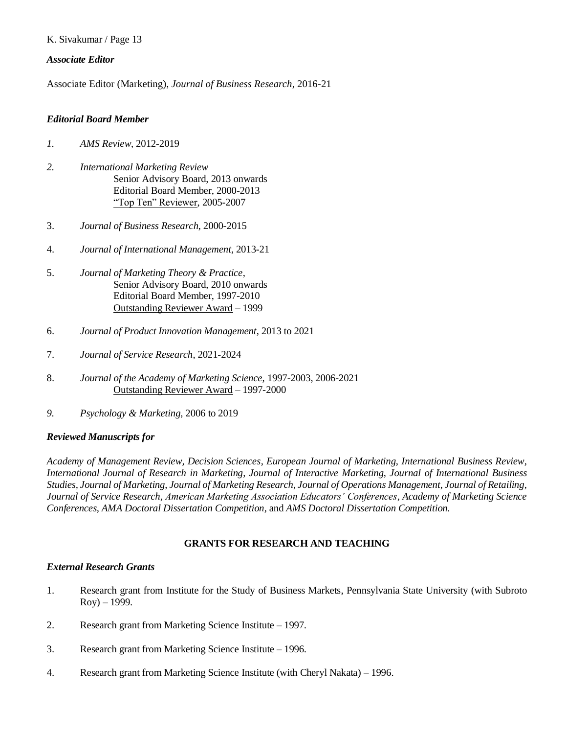### *Associate Editor*

Associate Editor (Marketing), *Journal of Business Research*, 2016-21

### *Editorial Board Member*

1. *AMS Review*, 2012-2019
2. *International Marketing Review*
   Senior Advisory Board, 2013 onwards
   Editorial Board Member, 2000-2013
   "Top Ten" Reviewer, 2005-2007
3. *Journal of Business Research*, 2000-2015
4. *Journal of International Management*, 2013-21
5. *Journal of Marketing Theory & Practice*,
   Senior Advisory Board, 2010 onwards
   Editorial Board Member, 1997-2010
   Outstanding Reviewer Award – 1999
6. *Journal of Product Innovation Management*, 2013 to 2021
7. *Journal of Service Research*, 2021-2024
8. *Journal of the Academy of Marketing Science*, 1997-2003, 2006-2021
   Outstanding Reviewer Award – 1997-2000
9. *Psychology & Marketing*, 2006 to 2019

### *Reviewed Manuscripts for*

*Academy of Management Review, Decision Sciences*, *European Journal of Marketing*, *International Business Review*, *International Journal of Research in Marketing*, *Journal of Interactive Marketing*, *Journal of International Business Studies*, *Journal of Marketing*, *Journal of Marketing Research*, *Journal of Operations Management*, *Journal of Retailing*, *Journal of Service Research*, *American Marketing Association Educators' Conferences*, *Academy of Marketing Science Conferences*, *AMA Doctoral Dissertation Competition*, and *AMS Doctoral Dissertation Competition.*

## GRANTS FOR RESEARCH AND TEACHING

### *External Research Grants*

1. Research grant from Institute for the Study of Business Markets, Pennsylvania State University (with Subroto Roy) – 1999.
2. Research grant from Marketing Science Institute – 1997.
3. Research grant from Marketing Science Institute – 1996.
4. Research grant from Marketing Science Institute (with Cheryl Nakata) – 1996.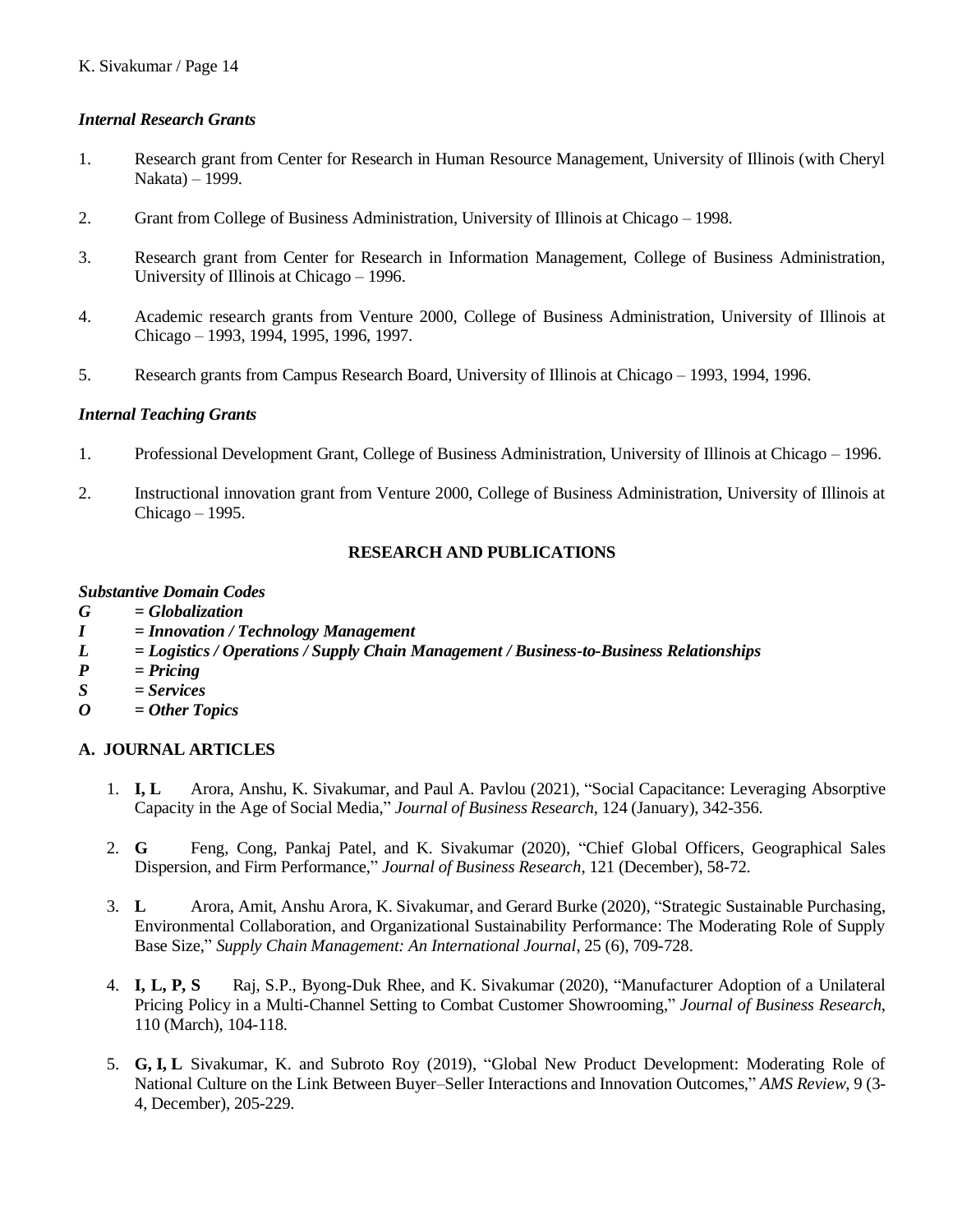### *Internal Research Grants*

1. Research grant from Center for Research in Human Resource Management, University of Illinois (with Cheryl Nakata) – 1999.

2. Grant from College of Business Administration, University of Illinois at Chicago – 1998.

3. Research grant from Center for Research in Information Management, College of Business Administration, University of Illinois at Chicago – 1996.

4. Academic research grants from Venture 2000, College of Business Administration, University of Illinois at Chicago – 1993, 1994, 1995, 1996, 1997.

5. Research grants from Campus Research Board, University of Illinois at Chicago – 1993, 1994, 1996.

### *Internal Teaching Grants*

1. Professional Development Grant, College of Business Administration, University of Illinois at Chicago – 1996.

2. Instructional innovation grant from Venture 2000, College of Business Administration, University of Illinois at Chicago – 1995.

## RESEARCH AND PUBLICATIONS

***Substantive Domain Codes***

***G = Globalization***
***I = Innovation / Technology Management***
***L = Logistics / Operations / Supply Chain Management / Business-to-Business Relationships***
***P = Pricing***
***S = Services***
***O = Other Topics***

### A. JOURNAL ARTICLES

1. **I, L** Arora, Anshu, K. Sivakumar, and Paul A. Pavlou (2021), "Social Capacitance: Leveraging Absorptive Capacity in the Age of Social Media," *Journal of Business Research*, 124 (January), 342-356.

2. **G** Feng, Cong, Pankaj Patel, and K. Sivakumar (2020), "Chief Global Officers, Geographical Sales Dispersion, and Firm Performance," *Journal of Business Research*, 121 (December), 58-72.

3. **L** Arora, Amit, Anshu Arora, K. Sivakumar, and Gerard Burke (2020), "Strategic Sustainable Purchasing, Environmental Collaboration, and Organizational Sustainability Performance: The Moderating Role of Supply Base Size," *Supply Chain Management: An International Journal*, 25 (6), 709-728.

4. **I, L, P, S** Raj, S.P., Byong-Duk Rhee, and K. Sivakumar (2020), "Manufacturer Adoption of a Unilateral Pricing Policy in a Multi-Channel Setting to Combat Customer Showrooming," *Journal of Business Research*, 110 (March), 104-118.

5. **G, I, L** Sivakumar, K. and Subroto Roy (2019), "Global New Product Development: Moderating Role of National Culture on the Link Between Buyer–Seller Interactions and Innovation Outcomes," *AMS Review*, 9 (3-4, December), 205-229.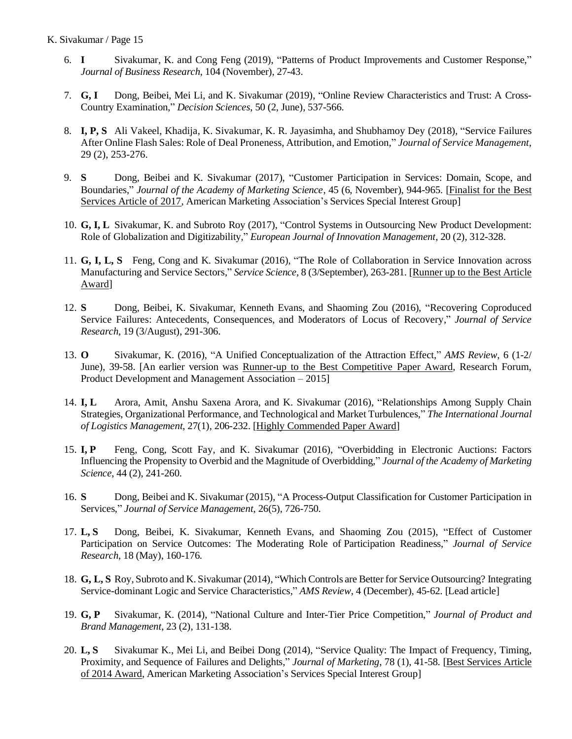6. **I** Sivakumar, K. and Cong Feng (2019), "Patterns of Product Improvements and Customer Response," *Journal of Business Research*, 104 (November), 27-43.

7. **G, I** Dong, Beibei, Mei Li, and K. Sivakumar (2019), "Online Review Characteristics and Trust: A Cross-Country Examination," *Decision Sciences*, 50 (2, June), 537-566.

8. **I, P, S** Ali Vakeel, Khadija, K. Sivakumar, K. R. Jayasimha, and Shubhamoy Dey (2018), "Service Failures After Online Flash Sales: Role of Deal Proneness, Attribution, and Emotion," *Journal of Service Management*, 29 (2), 253-276.

9. **S** Dong, Beibei and K. Sivakumar (2017), "Customer Participation in Services: Domain, Scope, and Boundaries," *Journal of the Academy of Marketing Science*, 45 (6, November), 944-965. [Finalist for the Best Services Article of 2017, American Marketing Association's Services Special Interest Group]

10. **G, I, L** Sivakumar, K. and Subroto Roy (2017), "Control Systems in Outsourcing New Product Development: Role of Globalization and Digitizability," *European Journal of Innovation Management*, 20 (2), 312-328.

11. **G, I, L, S** Feng, Cong and K. Sivakumar (2016), "The Role of Collaboration in Service Innovation across Manufacturing and Service Sectors," *Service Science*, 8 (3/September), 263-281. [Runner up to the Best Article Award]

12. **S** Dong, Beibei, K. Sivakumar, Kenneth Evans, and Shaoming Zou (2016), "Recovering Coproduced Service Failures: Antecedents, Consequences, and Moderators of Locus of Recovery," *Journal of Service Research*, 19 (3/August), 291-306.

13. **O** Sivakumar, K. (2016), "A Unified Conceptualization of the Attraction Effect," *AMS Review*, 6 (1-2/ June), 39-58. [An earlier version was Runner-up to the Best Competitive Paper Award, Research Forum, Product Development and Management Association – 2015]

14. **I, L** Arora, Amit, Anshu Saxena Arora, and K. Sivakumar (2016), "Relationships Among Supply Chain Strategies, Organizational Performance, and Technological and Market Turbulences," *The International Journal of Logistics Management*, 27(1), 206-232. [Highly Commended Paper Award]

15. **I, P** Feng, Cong, Scott Fay, and K. Sivakumar (2016), "Overbidding in Electronic Auctions: Factors Influencing the Propensity to Overbid and the Magnitude of Overbidding," *Journal of the Academy of Marketing Science*, 44 (2), 241-260.

16. **S** Dong, Beibei and K. Sivakumar (2015), "A Process-Output Classification for Customer Participation in Services," *Journal of Service Management*, 26(5), 726-750.

17. **L, S** Dong, Beibei, K. Sivakumar, Kenneth Evans, and Shaoming Zou (2015), "Effect of Customer Participation on Service Outcomes: The Moderating Role of Participation Readiness," *Journal of Service Research*, 18 (May), 160-176.

18. **G, L, S** Roy, Subroto and K. Sivakumar (2014), "Which Controls are Better for Service Outsourcing? Integrating Service-dominant Logic and Service Characteristics," *AMS Review*, 4 (December), 45-62. [Lead article]

19. **G, P** Sivakumar, K. (2014), "National Culture and Inter-Tier Price Competition," *Journal of Product and Brand Management*, 23 (2), 131-138.

20. **L, S** Sivakumar K., Mei Li, and Beibei Dong (2014), "Service Quality: The Impact of Frequency, Timing, Proximity, and Sequence of Failures and Delights," *Journal of Marketing*, 78 (1), 41-58. [Best Services Article of 2014 Award, American Marketing Association's Services Special Interest Group]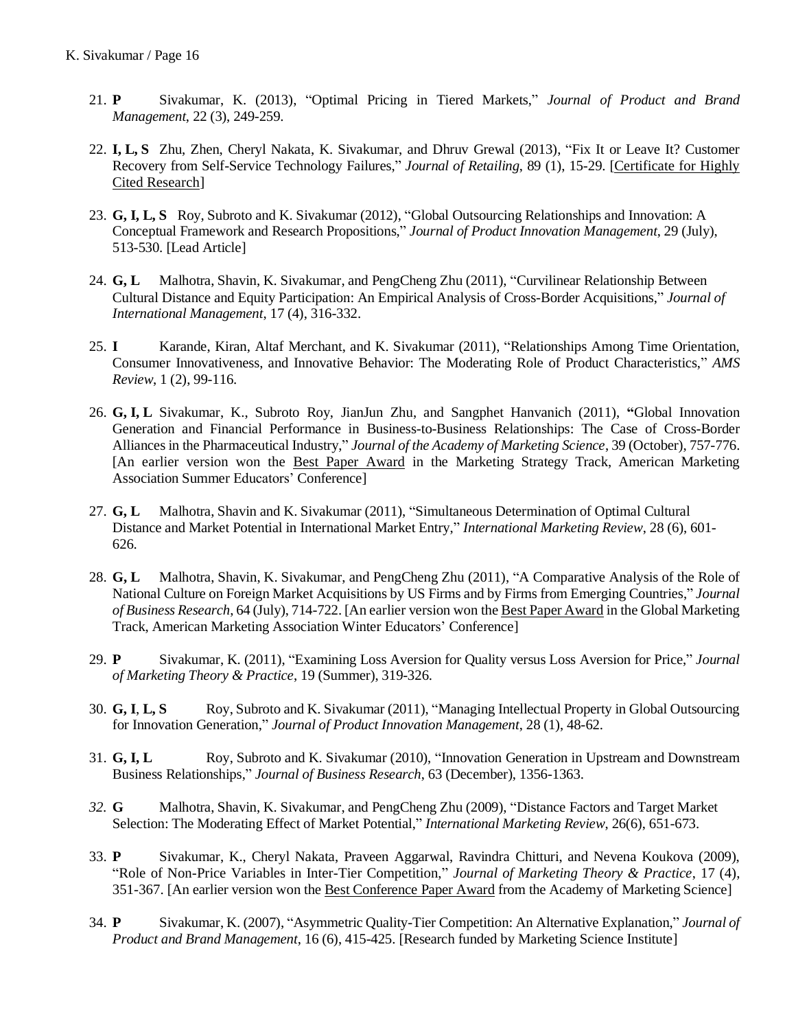21. **P** Sivakumar, K. (2013), "Optimal Pricing in Tiered Markets," *Journal of Product and Brand Management*, 22 (3), 249-259.

22. **I, L, S** Zhu, Zhen, Cheryl Nakata, K. Sivakumar, and Dhruv Grewal (2013), "Fix It or Leave It? Customer Recovery from Self-Service Technology Failures," *Journal of Retailing*, 89 (1), 15-29. [Certificate for Highly Cited Research]

23. **G, I, L, S** Roy, Subroto and K. Sivakumar (2012), "Global Outsourcing Relationships and Innovation: A Conceptual Framework and Research Propositions," *Journal of Product Innovation Management*, 29 (July), 513-530. [Lead Article]

24. **G, L** Malhotra, Shavin, K. Sivakumar, and PengCheng Zhu (2011), "Curvilinear Relationship Between Cultural Distance and Equity Participation: An Empirical Analysis of Cross-Border Acquisitions," *Journal of International Management*, 17 (4), 316-332.

25. **I** Karande, Kiran, Altaf Merchant, and K. Sivakumar (2011), "Relationships Among Time Orientation, Consumer Innovativeness, and Innovative Behavior: The Moderating Role of Product Characteristics," *AMS Review*, 1 (2), 99-116.

26. **G, I, L** Sivakumar, K., Subroto Roy, JianJun Zhu, and Sangphet Hanvanich (2011), "Global Innovation Generation and Financial Performance in Business-to-Business Relationships: The Case of Cross-Border Alliances in the Pharmaceutical Industry," *Journal of the Academy of Marketing Science*, 39 (October), 757-776. [An earlier version won the Best Paper Award in the Marketing Strategy Track, American Marketing Association Summer Educators' Conference]

27. **G, L** Malhotra, Shavin and K. Sivakumar (2011), "Simultaneous Determination of Optimal Cultural Distance and Market Potential in International Market Entry," *International Marketing Review*, 28 (6), 601-626.

28. **G, L** Malhotra, Shavin, K. Sivakumar, and PengCheng Zhu (2011), "A Comparative Analysis of the Role of National Culture on Foreign Market Acquisitions by US Firms and by Firms from Emerging Countries," *Journal of Business Research*, 64 (July), 714-722. [An earlier version won the Best Paper Award in the Global Marketing Track, American Marketing Association Winter Educators' Conference]

29. **P** Sivakumar, K. (2011), "Examining Loss Aversion for Quality versus Loss Aversion for Price," *Journal of Marketing Theory & Practice*, 19 (Summer), 319-326.

30. **G, I, L, S** Roy, Subroto and K. Sivakumar (2011), "Managing Intellectual Property in Global Outsourcing for Innovation Generation," *Journal of Product Innovation Management*, 28 (1), 48-62.

31. **G, I, L** Roy, Subroto and K. Sivakumar (2010), "Innovation Generation in Upstream and Downstream Business Relationships," *Journal of Business Research*, 63 (December), 1356-1363.

32. **G** Malhotra, Shavin, K. Sivakumar, and PengCheng Zhu (2009), "Distance Factors and Target Market Selection: The Moderating Effect of Market Potential," *International Marketing Review*, 26(6), 651-673.

33. **P** Sivakumar, K., Cheryl Nakata, Praveen Aggarwal, Ravindra Chitturi, and Nevena Koukova (2009), "Role of Non-Price Variables in Inter-Tier Competition," *Journal of Marketing Theory & Practice*, 17 (4), 351-367. [An earlier version won the Best Conference Paper Award from the Academy of Marketing Science]

34. **P** Sivakumar, K. (2007), "Asymmetric Quality-Tier Competition: An Alternative Explanation," *Journal of Product and Brand Management*, 16 (6), 415-425. [Research funded by Marketing Science Institute]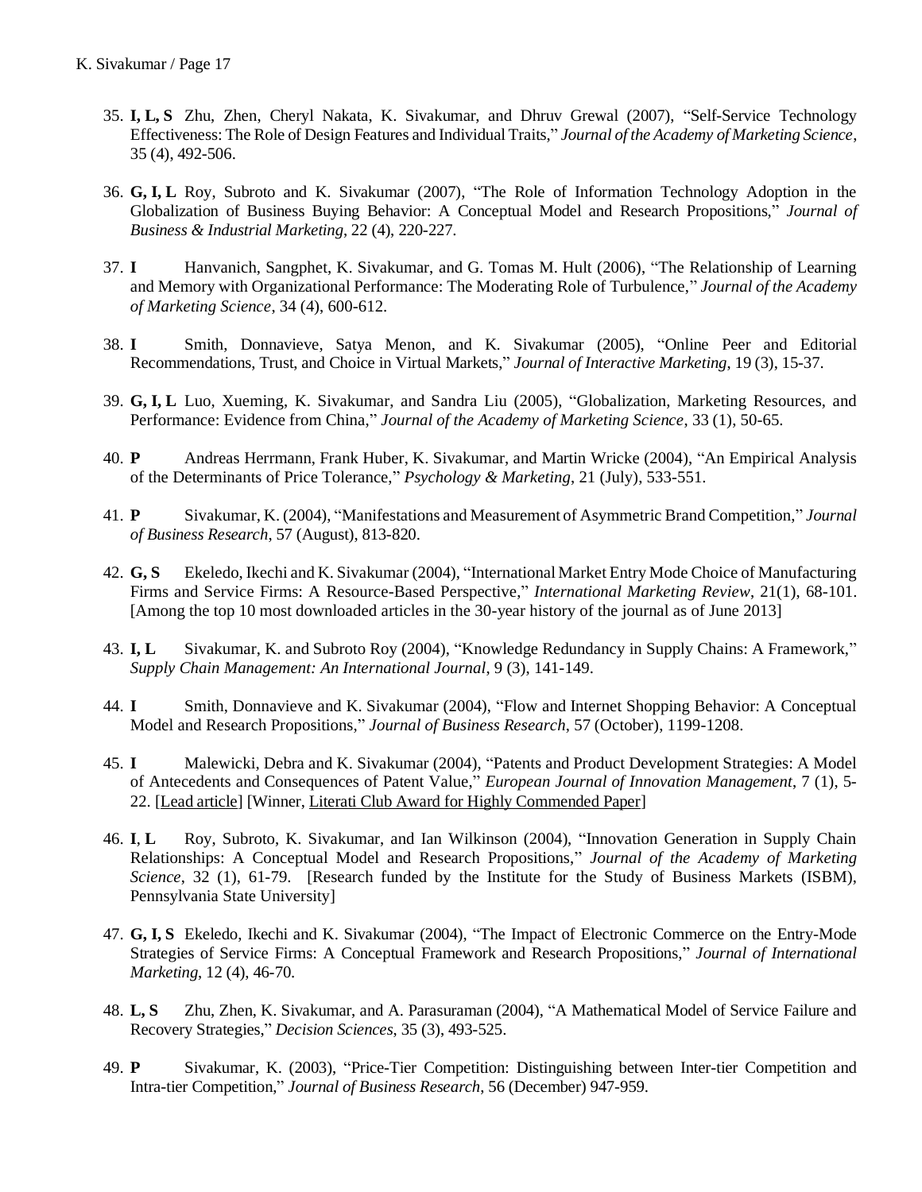35. **I, L, S** Zhu, Zhen, Cheryl Nakata, K. Sivakumar, and Dhruv Grewal (2007), "Self-Service Technology Effectiveness: The Role of Design Features and Individual Traits," *Journal of the Academy of Marketing Science*, 35 (4), 492-506.

36. **G, I, L** Roy, Subroto and K. Sivakumar (2007), "The Role of Information Technology Adoption in the Globalization of Business Buying Behavior: A Conceptual Model and Research Propositions," *Journal of Business & Industrial Marketing*, 22 (4), 220-227.

37. **I** Hanvanich, Sangphet, K. Sivakumar, and G. Tomas M. Hult (2006), "The Relationship of Learning and Memory with Organizational Performance: The Moderating Role of Turbulence," *Journal of the Academy of Marketing Science*, 34 (4), 600-612.

38. **I** Smith, Donnavieve, Satya Menon, and K. Sivakumar (2005), "Online Peer and Editorial Recommendations, Trust, and Choice in Virtual Markets," *Journal of Interactive Marketing*, 19 (3), 15-37.

39. **G, I, L** Luo, Xueming, K. Sivakumar, and Sandra Liu (2005), "Globalization, Marketing Resources, and Performance: Evidence from China," *Journal of the Academy of Marketing Science*, 33 (1), 50-65.

40. **P** Andreas Herrmann, Frank Huber, K. Sivakumar, and Martin Wricke (2004), "An Empirical Analysis of the Determinants of Price Tolerance," *Psychology & Marketing*, 21 (July), 533-551.

41. **P** Sivakumar, K. (2004), "Manifestations and Measurement of Asymmetric Brand Competition," *Journal of Business Research*, 57 (August), 813-820.

42. **G, S** Ekeledo, Ikechi and K. Sivakumar (2004), "International Market Entry Mode Choice of Manufacturing Firms and Service Firms: A Resource-Based Perspective," *International Marketing Review*, 21(1), 68-101. [Among the top 10 most downloaded articles in the 30-year history of the journal as of June 2013]

43. **I, L** Sivakumar, K. and Subroto Roy (2004), "Knowledge Redundancy in Supply Chains: A Framework," *Supply Chain Management: An International Journal*, 9 (3), 141-149.

44. **I** Smith, Donnavieve and K. Sivakumar (2004), "Flow and Internet Shopping Behavior: A Conceptual Model and Research Propositions," *Journal of Business Research*, 57 (October), 1199-1208.

45. **I** Malewicki, Debra and K. Sivakumar (2004), "Patents and Product Development Strategies: A Model of Antecedents and Consequences of Patent Value," *European Journal of Innovation Management*, 7 (1), 5-22. [Lead article] [Winner, Literati Club Award for Highly Commended Paper]

46. **I**, **L** Roy, Subroto, K. Sivakumar, and Ian Wilkinson (2004), "Innovation Generation in Supply Chain Relationships: A Conceptual Model and Research Propositions," *Journal of the Academy of Marketing Science*, 32 (1), 61-79. [Research funded by the Institute for the Study of Business Markets (ISBM), Pennsylvania State University]

47. **G, I, S** Ekeledo, Ikechi and K. Sivakumar (2004), "The Impact of Electronic Commerce on the Entry-Mode Strategies of Service Firms: A Conceptual Framework and Research Propositions," *Journal of International Marketing*, 12 (4), 46-70.

48. **L, S** Zhu, Zhen, K. Sivakumar, and A. Parasuraman (2004), "A Mathematical Model of Service Failure and Recovery Strategies," *Decision Sciences*, 35 (3), 493-525.

49. **P** Sivakumar, K. (2003), "Price-Tier Competition: Distinguishing between Inter-tier Competition and Intra-tier Competition," *Journal of Business Research*, 56 (December) 947-959.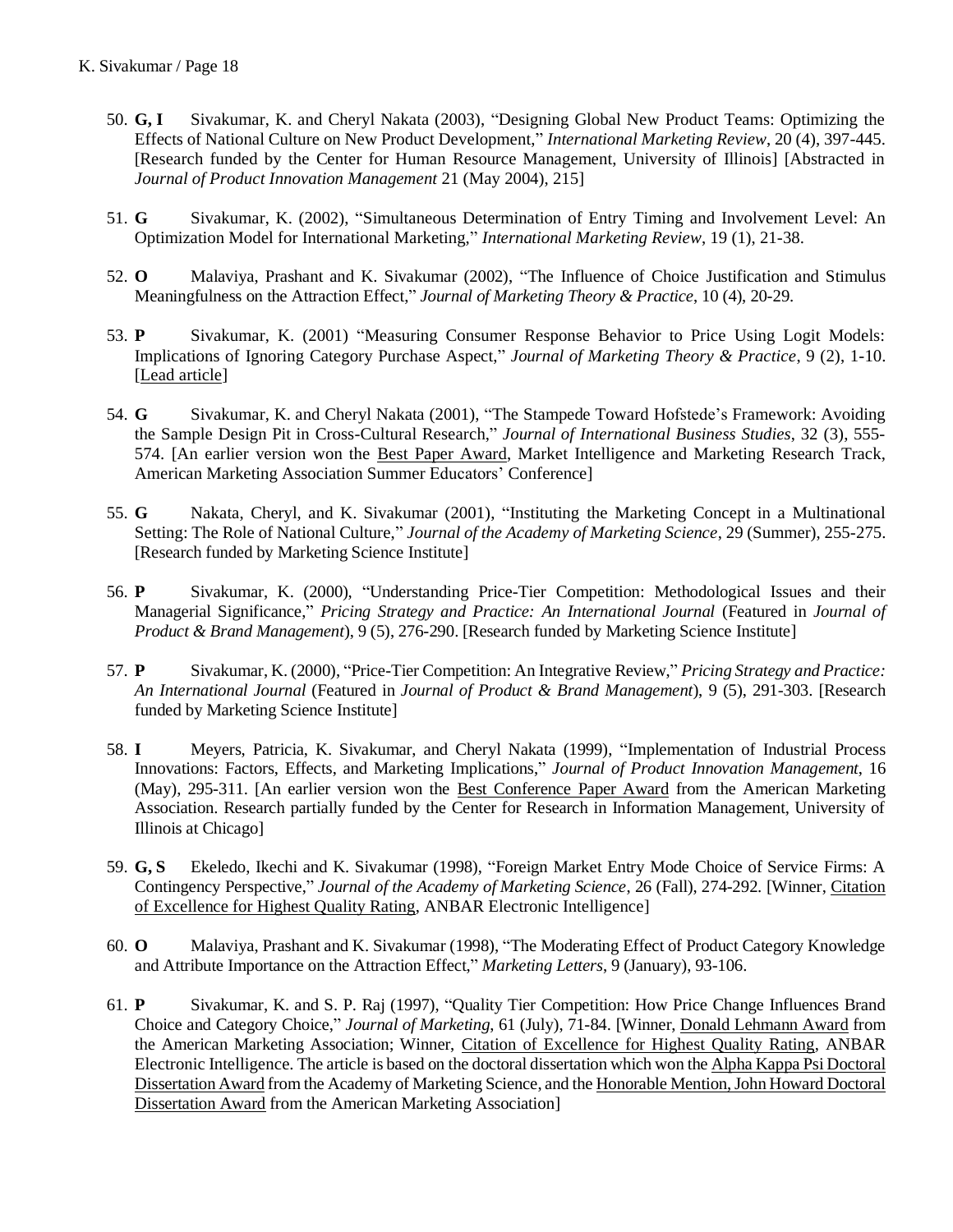50. **G, I** Sivakumar, K. and Cheryl Nakata (2003), "Designing Global New Product Teams: Optimizing the Effects of National Culture on New Product Development," *International Marketing Review*, 20 (4), 397-445. [Research funded by the Center for Human Resource Management, University of Illinois] [Abstracted in *Journal of Product Innovation Management* 21 (May 2004), 215]

51. **G** Sivakumar, K. (2002), "Simultaneous Determination of Entry Timing and Involvement Level: An Optimization Model for International Marketing," *International Marketing Review*, 19 (1), 21-38.

52. **O** Malaviya, Prashant and K. Sivakumar (2002), "The Influence of Choice Justification and Stimulus Meaningfulness on the Attraction Effect," *Journal of Marketing Theory & Practice*, 10 (4), 20-29.

53. **P** Sivakumar, K. (2001) "Measuring Consumer Response Behavior to Price Using Logit Models: Implications of Ignoring Category Purchase Aspect," *Journal of Marketing Theory & Practice*, 9 (2), 1-10. [Lead article]

54. **G** Sivakumar, K. and Cheryl Nakata (2001), "The Stampede Toward Hofstede's Framework: Avoiding the Sample Design Pit in Cross-Cultural Research," *Journal of International Business Studies*, 32 (3), 555-574. [An earlier version won the Best Paper Award, Market Intelligence and Marketing Research Track, American Marketing Association Summer Educators' Conference]

55. **G** Nakata, Cheryl, and K. Sivakumar (2001), "Instituting the Marketing Concept in a Multinational Setting: The Role of National Culture," *Journal of the Academy of Marketing Science*, 29 (Summer), 255-275. [Research funded by Marketing Science Institute]

56. **P** Sivakumar, K. (2000), "Understanding Price-Tier Competition: Methodological Issues and their Managerial Significance," *Pricing Strategy and Practice: An International Journal* (Featured in *Journal of Product & Brand Management*), 9 (5), 276-290. [Research funded by Marketing Science Institute]

57. **P** Sivakumar, K. (2000), "Price-Tier Competition: An Integrative Review," *Pricing Strategy and Practice: An International Journal* (Featured in *Journal of Product & Brand Management*), 9 (5), 291-303. [Research funded by Marketing Science Institute]

58. **I** Meyers, Patricia, K. Sivakumar, and Cheryl Nakata (1999), "Implementation of Industrial Process Innovations: Factors, Effects, and Marketing Implications," *Journal of Product Innovation Management*, 16 (May), 295-311. [An earlier version won the Best Conference Paper Award from the American Marketing Association. Research partially funded by the Center for Research in Information Management, University of Illinois at Chicago]

59. **G, S** Ekeledo, Ikechi and K. Sivakumar (1998), "Foreign Market Entry Mode Choice of Service Firms: A Contingency Perspective," *Journal of the Academy of Marketing Science*, 26 (Fall), 274-292. [Winner, Citation of Excellence for Highest Quality Rating, ANBAR Electronic Intelligence]

60. **O** Malaviya, Prashant and K. Sivakumar (1998), "The Moderating Effect of Product Category Knowledge and Attribute Importance on the Attraction Effect," *Marketing Letters*, 9 (January), 93-106.

61. **P** Sivakumar, K. and S. P. Raj (1997), "Quality Tier Competition: How Price Change Influences Brand Choice and Category Choice," *Journal of Marketing*, 61 (July), 71-84. [Winner, Donald Lehmann Award from the American Marketing Association; Winner, Citation of Excellence for Highest Quality Rating, ANBAR Electronic Intelligence. The article is based on the doctoral dissertation which won the Alpha Kappa Psi Doctoral Dissertation Award from the Academy of Marketing Science, and the Honorable Mention, John Howard Doctoral Dissertation Award from the American Marketing Association]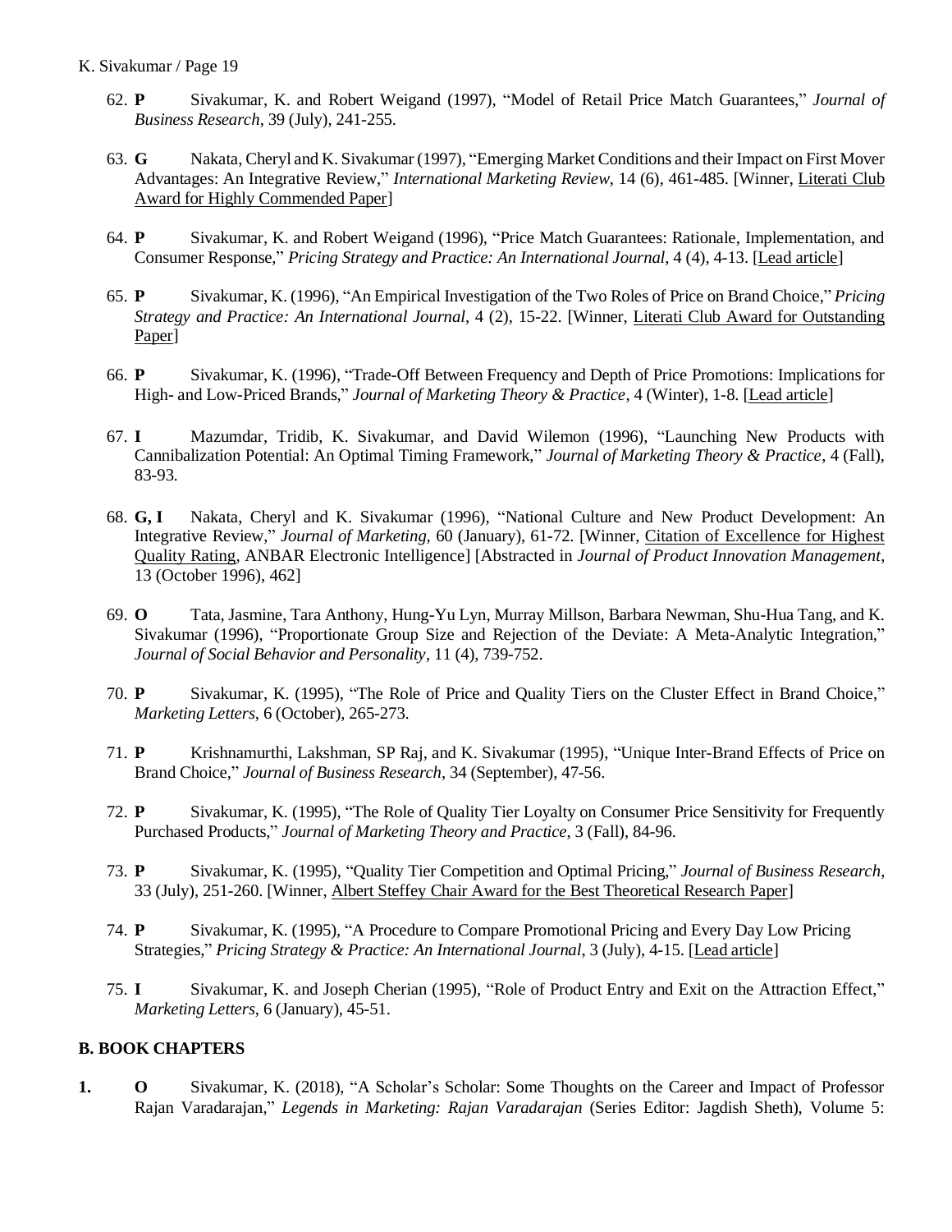62. **P** Sivakumar, K. and Robert Weigand (1997), "Model of Retail Price Match Guarantees," *Journal of Business Research*, 39 (July), 241-255.

63. **G** Nakata, Cheryl and K. Sivakumar (1997), "Emerging Market Conditions and their Impact on First Mover Advantages: An Integrative Review," *International Marketing Review*, 14 (6), 461-485. [Winner, Literati Club Award for Highly Commended Paper]

64. **P** Sivakumar, K. and Robert Weigand (1996), "Price Match Guarantees: Rationale, Implementation, and Consumer Response," *Pricing Strategy and Practice: An International Journal*, 4 (4), 4-13. [Lead article]

65. **P** Sivakumar, K. (1996), "An Empirical Investigation of the Two Roles of Price on Brand Choice," *Pricing Strategy and Practice: An International Journal*, 4 (2), 15-22. [Winner, Literati Club Award for Outstanding Paper]

66. **P** Sivakumar, K. (1996), "Trade-Off Between Frequency and Depth of Price Promotions: Implications for High- and Low-Priced Brands," *Journal of Marketing Theory & Practice*, 4 (Winter), 1-8. [Lead article]

67. **I** Mazumdar, Tridib, K. Sivakumar, and David Wilemon (1996), "Launching New Products with Cannibalization Potential: An Optimal Timing Framework," *Journal of Marketing Theory & Practice*, 4 (Fall), 83-93.

68. **G, I** Nakata, Cheryl and K. Sivakumar (1996), "National Culture and New Product Development: An Integrative Review," *Journal of Marketing*, 60 (January), 61-72. [Winner, Citation of Excellence for Highest Quality Rating, ANBAR Electronic Intelligence] [Abstracted in *Journal of Product Innovation Management*, 13 (October 1996), 462]

69. **O** Tata, Jasmine, Tara Anthony, Hung-Yu Lyn, Murray Millson, Barbara Newman, Shu-Hua Tang, and K. Sivakumar (1996), "Proportionate Group Size and Rejection of the Deviate: A Meta-Analytic Integration," *Journal of Social Behavior and Personality*, 11 (4), 739-752.

70. **P** Sivakumar, K. (1995), "The Role of Price and Quality Tiers on the Cluster Effect in Brand Choice," *Marketing Letters*, 6 (October), 265-273.

71. **P** Krishnamurthi, Lakshman, SP Raj, and K. Sivakumar (1995), "Unique Inter-Brand Effects of Price on Brand Choice," *Journal of Business Research*, 34 (September), 47-56.

72. **P** Sivakumar, K. (1995), "The Role of Quality Tier Loyalty on Consumer Price Sensitivity for Frequently Purchased Products," *Journal of Marketing Theory and Practice*, 3 (Fall), 84-96.

73. **P** Sivakumar, K. (1995), "Quality Tier Competition and Optimal Pricing," *Journal of Business Research*, 33 (July), 251-260. [Winner, Albert Steffey Chair Award for the Best Theoretical Research Paper]

74. **P** Sivakumar, K. (1995), "A Procedure to Compare Promotional Pricing and Every Day Low Pricing Strategies," *Pricing Strategy & Practice: An International Journal*, 3 (July), 4-15. [Lead article]

75. **I** Sivakumar, K. and Joseph Cherian (1995), "Role of Product Entry and Exit on the Attraction Effect," *Marketing Letters*, 6 (January), 45-51.

## B. BOOK CHAPTERS

1. **O** Sivakumar, K. (2018), "A Scholar's Scholar: Some Thoughts on the Career and Impact of Professor Rajan Varadarajan," *Legends in Marketing: Rajan Varadarajan* (Series Editor: Jagdish Sheth), Volume 5: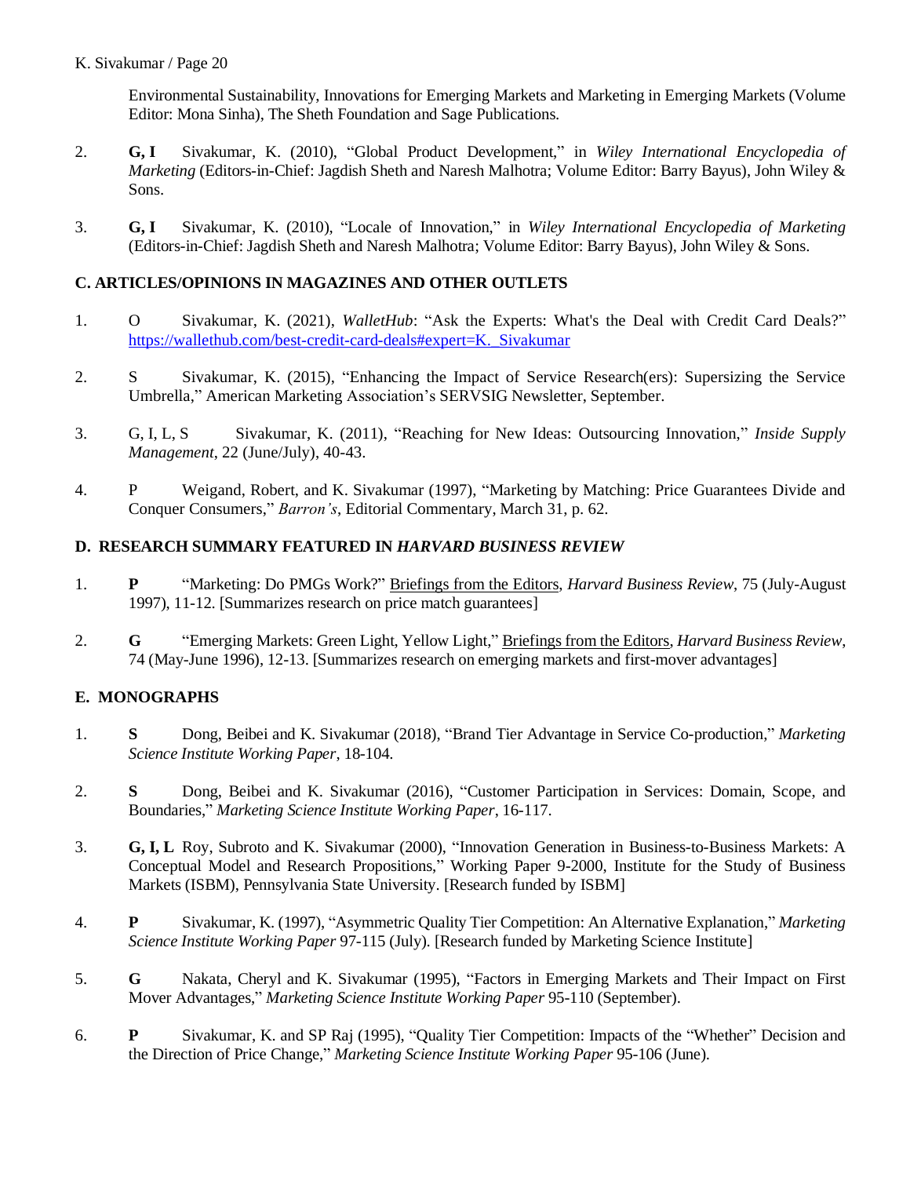Environmental Sustainability, Innovations for Emerging Markets and Marketing in Emerging Markets (Volume Editor: Mona Sinha), The Sheth Foundation and Sage Publications.

2. **G, I** Sivakumar, K. (2010), "Global Product Development," in *Wiley International Encyclopedia of Marketing* (Editors-in-Chief: Jagdish Sheth and Naresh Malhotra; Volume Editor: Barry Bayus), John Wiley & Sons.

3. **G, I** Sivakumar, K. (2010), "Locale of Innovation," in *Wiley International Encyclopedia of Marketing* (Editors-in-Chief: Jagdish Sheth and Naresh Malhotra; Volume Editor: Barry Bayus), John Wiley & Sons.

### C. ARTICLES/OPINIONS IN MAGAZINES AND OTHER OUTLETS

1. O Sivakumar, K. (2021), *WalletHub*: "Ask the Experts: What's the Deal with Credit Card Deals?" https://wallethub.com/best-credit-card-deals#expert=K._Sivakumar

2. S Sivakumar, K. (2015), "Enhancing the Impact of Service Research(ers): Supersizing the Service Umbrella," American Marketing Association's SERVSIG Newsletter, September.

3. G, I, L, S Sivakumar, K. (2011), "Reaching for New Ideas: Outsourcing Innovation," *Inside Supply Management*, 22 (June/July), 40-43.

4. P Weigand, Robert, and K. Sivakumar (1997), "Marketing by Matching: Price Guarantees Divide and Conquer Consumers," *Barron's*, Editorial Commentary, March 31, p. 62.

### D. RESEARCH SUMMARY FEATURED IN *HARVARD BUSINESS REVIEW*

1. **P** "Marketing: Do PMGs Work?" Briefings from the Editors, *Harvard Business Review*, 75 (July-August 1997), 11-12. [Summarizes research on price match guarantees]

2. **G** "Emerging Markets: Green Light, Yellow Light," Briefings from the Editors, *Harvard Business Review*, 74 (May-June 1996), 12-13. [Summarizes research on emerging markets and first-mover advantages]

### E. MONOGRAPHS

1. **S** Dong, Beibei and K. Sivakumar (2018), "Brand Tier Advantage in Service Co-production," *Marketing Science Institute Working Paper*, 18-104.

2. **S** Dong, Beibei and K. Sivakumar (2016), "Customer Participation in Services: Domain, Scope, and Boundaries," *Marketing Science Institute Working Paper*, 16-117.

3. **G, I, L** Roy, Subroto and K. Sivakumar (2000), "Innovation Generation in Business-to-Business Markets: A Conceptual Model and Research Propositions," Working Paper 9-2000, Institute for the Study of Business Markets (ISBM), Pennsylvania State University. [Research funded by ISBM]

4. **P** Sivakumar, K. (1997), "Asymmetric Quality Tier Competition: An Alternative Explanation," *Marketing Science Institute Working Paper* 97-115 (July). [Research funded by Marketing Science Institute]

5. **G** Nakata, Cheryl and K. Sivakumar (1995), "Factors in Emerging Markets and Their Impact on First Mover Advantages," *Marketing Science Institute Working Paper* 95-110 (September).

6. **P** Sivakumar, K. and SP Raj (1995), "Quality Tier Competition: Impacts of the "Whether" Decision and the Direction of Price Change," *Marketing Science Institute Working Paper* 95-106 (June).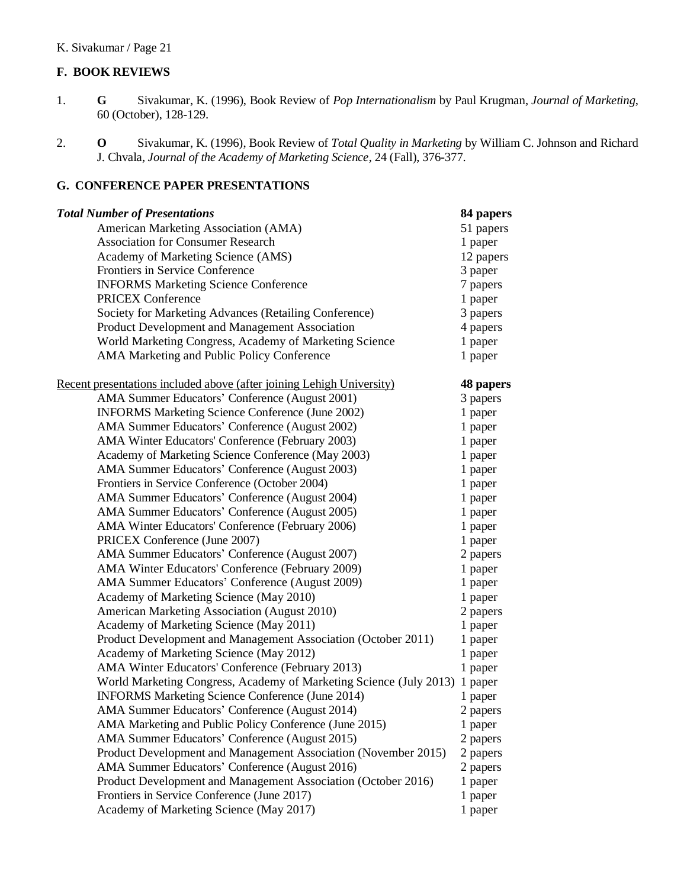## F. BOOK REVIEWS

1. **G** Sivakumar, K. (1996), Book Review of *Pop Internationalism* by Paul Krugman, *Journal of Marketing*, 60 (October), 128-129.

2. **O** Sivakumar, K. (1996), Book Review of *Total Quality in Marketing* by William C. Johnson and Richard J. Chvala, *Journal of the Academy of Marketing Science*, 24 (Fall), 376-377.

## G. CONFERENCE PAPER PRESENTATIONS

| ***Total Number of Presentations*** | **84 papers** |
|---|---|
| American Marketing Association (AMA) | 51 papers |
| Association for Consumer Research | 1 paper |
| Academy of Marketing Science (AMS) | 12 papers |
| Frontiers in Service Conference | 3 paper |
| INFORMS Marketing Science Conference | 7 papers |
| PRICEX Conference | 1 paper |
| Society for Marketing Advances (Retailing Conference) | 3 papers |
| Product Development and Management Association | 4 papers |
| World Marketing Congress, Academy of Marketing Science | 1 paper |
| AMA Marketing and Public Policy Conference | 1 paper |

| Recent presentations included above (after joining Lehigh University) | **48 papers** |
|---|---|
| AMA Summer Educators' Conference (August 2001) | 3 papers |
| INFORMS Marketing Science Conference (June 2002) | 1 paper |
| AMA Summer Educators' Conference (August 2002) | 1 paper |
| AMA Winter Educators' Conference (February 2003) | 1 paper |
| Academy of Marketing Science Conference (May 2003) | 1 paper |
| AMA Summer Educators' Conference (August 2003) | 1 paper |
| Frontiers in Service Conference (October 2004) | 1 paper |
| AMA Summer Educators' Conference (August 2004) | 1 paper |
| AMA Summer Educators' Conference (August 2005) | 1 paper |
| AMA Winter Educators' Conference (February 2006) | 1 paper |
| PRICEX Conference (June 2007) | 1 paper |
| AMA Summer Educators' Conference (August 2007) | 2 papers |
| AMA Winter Educators' Conference (February 2009) | 1 paper |
| AMA Summer Educators' Conference (August 2009) | 1 paper |
| Academy of Marketing Science (May 2010) | 1 paper |
| American Marketing Association (August 2010) | 2 papers |
| Academy of Marketing Science (May 2011) | 1 paper |
| Product Development and Management Association (October 2011) | 1 paper |
| Academy of Marketing Science (May 2012) | 1 paper |
| AMA Winter Educators' Conference (February 2013) | 1 paper |
| World Marketing Congress, Academy of Marketing Science (July 2013) | 1 paper |
| INFORMS Marketing Science Conference (June 2014) | 1 paper |
| AMA Summer Educators' Conference (August 2014) | 2 papers |
| AMA Marketing and Public Policy Conference (June 2015) | 1 paper |
| AMA Summer Educators' Conference (August 2015) | 2 papers |
| Product Development and Management Association (November 2015) | 2 papers |
| AMA Summer Educators' Conference (August 2016) | 2 papers |
| Product Development and Management Association (October 2016) | 1 paper |
| Frontiers in Service Conference (June 2017) | 1 paper |
| Academy of Marketing Science (May 2017) | 1 paper |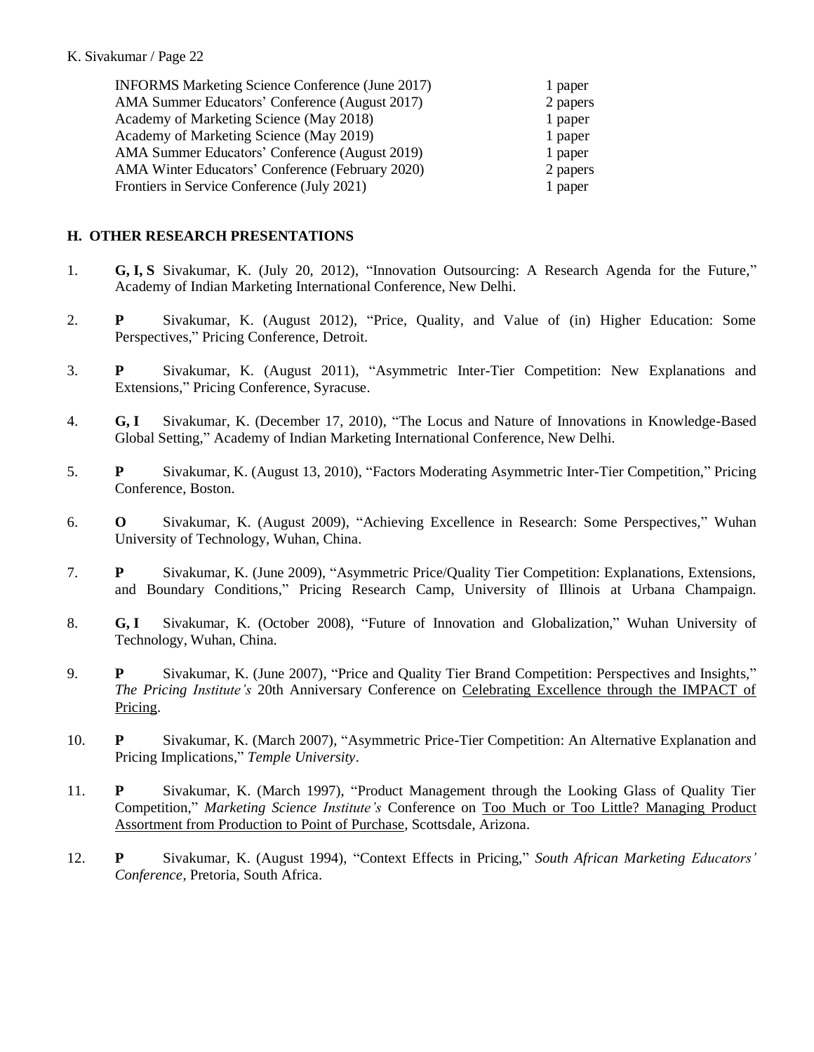| | |
|---|---|
| INFORMS Marketing Science Conference (June 2017) | 1 paper |
| AMA Summer Educators' Conference (August 2017) | 2 papers |
| Academy of Marketing Science (May 2018) | 1 paper |
| Academy of Marketing Science (May 2019) | 1 paper |
| AMA Summer Educators' Conference (August 2019) | 1 paper |
| AMA Winter Educators' Conference (February 2020) | 2 papers |
| Frontiers in Service Conference (July 2021) | 1 paper |

## H. OTHER RESEARCH PRESENTATIONS

1. **G, I, S** Sivakumar, K. (July 20, 2012), "Innovation Outsourcing: A Research Agenda for the Future," Academy of Indian Marketing International Conference, New Delhi.

2. **P** Sivakumar, K. (August 2012), "Price, Quality, and Value of (in) Higher Education: Some Perspectives," Pricing Conference, Detroit.

3. **P** Sivakumar, K. (August 2011), "Asymmetric Inter-Tier Competition: New Explanations and Extensions," Pricing Conference, Syracuse.

4. **G, I** Sivakumar, K. (December 17, 2010), "The Locus and Nature of Innovations in Knowledge-Based Global Setting," Academy of Indian Marketing International Conference, New Delhi.

5. **P** Sivakumar, K. (August 13, 2010), "Factors Moderating Asymmetric Inter-Tier Competition," Pricing Conference, Boston.

6. **O** Sivakumar, K. (August 2009), "Achieving Excellence in Research: Some Perspectives," Wuhan University of Technology, Wuhan, China.

7. **P** Sivakumar, K. (June 2009), "Asymmetric Price/Quality Tier Competition: Explanations, Extensions, and Boundary Conditions," Pricing Research Camp, University of Illinois at Urbana Champaign.

8. **G, I** Sivakumar, K. (October 2008), "Future of Innovation and Globalization," Wuhan University of Technology, Wuhan, China.

9. **P** Sivakumar, K. (June 2007), "Price and Quality Tier Brand Competition: Perspectives and Insights," *The Pricing Institute's* 20th Anniversary Conference on <u>Celebrating Excellence through the IMPACT of Pricing</u>.

10. **P** Sivakumar, K. (March 2007), "Asymmetric Price-Tier Competition: An Alternative Explanation and Pricing Implications," *Temple University*.

11. **P** Sivakumar, K. (March 1997), "Product Management through the Looking Glass of Quality Tier Competition," *Marketing Science Institute's* Conference on <u>Too Much or Too Little? Managing Product Assortment from Production to Point of Purchase</u>, Scottsdale, Arizona.

12. **P** Sivakumar, K. (August 1994), "Context Effects in Pricing," *South African Marketing Educators' Conference*, Pretoria, South Africa.